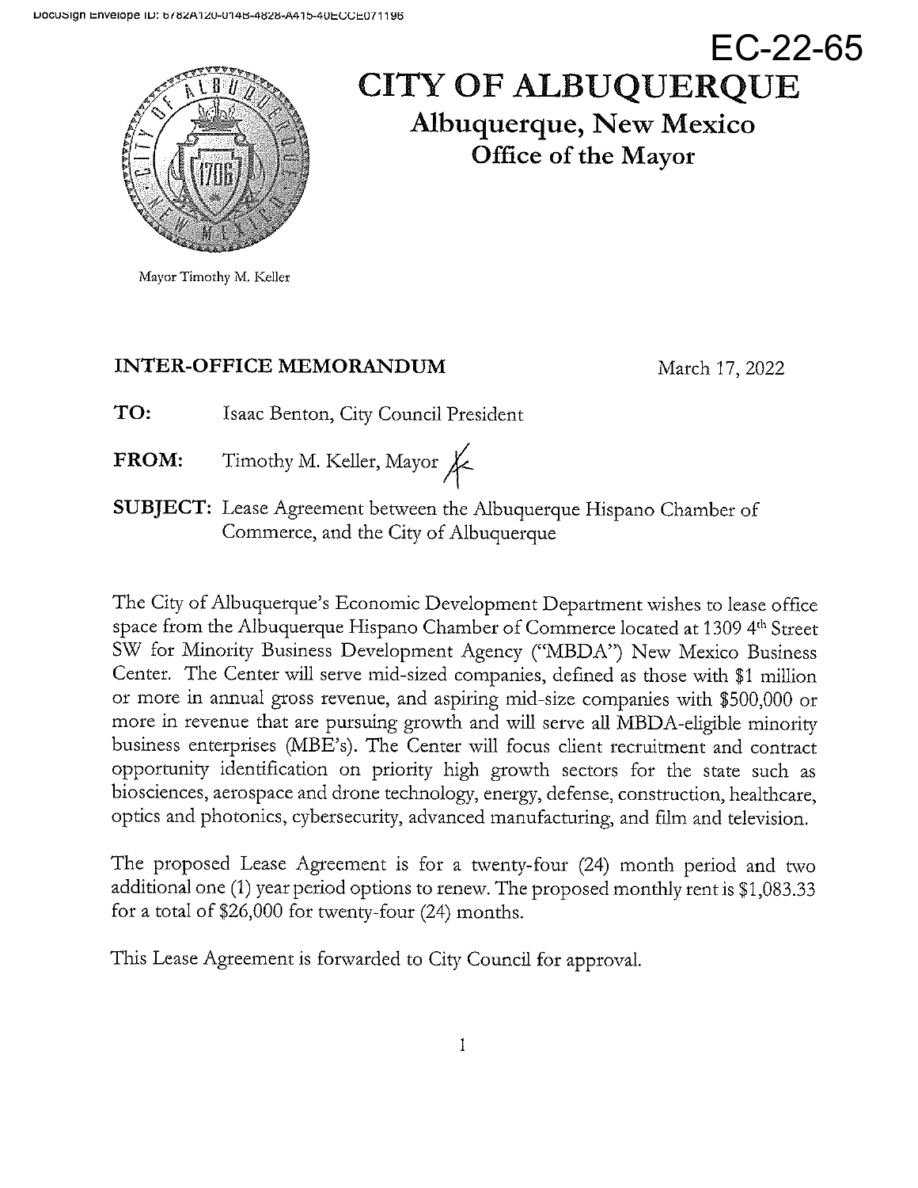DocuSign Envelope ID: 6782A120-014B-4828-A415-40ECCE071196

EC-22-65

# CITY OF ALBUQUERQUE

## Albuquerque, New Mexico

## Office of the Mayor

Mayor Timothy M. Keller

**INTER-OFFICE MEMORANDUM** March 17, 2022

**TO:** Isaac Benton, City Council President

**FROM:** Timothy M. Keller, Mayor

**SUBJECT:** Lease Agreement between the Albuquerque Hispano Chamber of Commerce, and the City of Albuquerque

The City of Albuquerque's Economic Development Department wishes to lease office space from the Albuquerque Hispano Chamber of Commerce located at 1309 4th Street SW for Minority Business Development Agency ("MBDA") New Mexico Business Center. The Center will serve mid-sized companies, defined as those with $1 million or more in annual gross revenue, and aspiring mid-size companies with $500,000 or more in revenue that are pursuing growth and will serve all MBDA-eligible minority business enterprises (MBE's). The Center will focus client recruitment and contract opportunity identification on priority high growth sectors for the state such as biosciences, aerospace and drone technology, energy, defense, construction, healthcare, optics and photonics, cybersecurity, advanced manufacturing, and film and television.

The proposed Lease Agreement is for a twenty-four (24) month period and two additional one (1) year period options to renew. The proposed monthly rent is $1,083.33 for a total of $26,000 for twenty-four (24) months.

This Lease Agreement is forwarded to City Council for approval.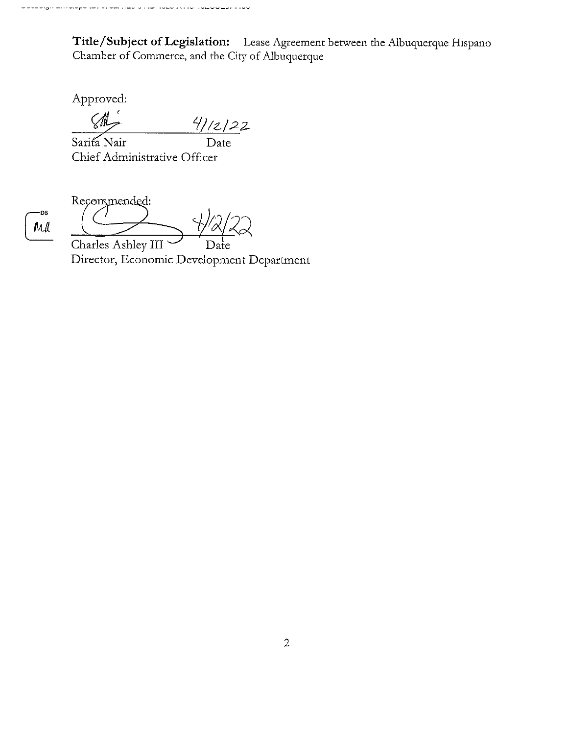**Title/Subject of Legislation:** Lease Agreement between the Albuquerque Hispano Chamber of Commerce, and the City of Albuquerque

Approved:

4/12/22

Sarita Nair Date
Chief Administrative Officer

Recommended:

4/12/22

Charles Ashley III Date
Director, Economic Development Department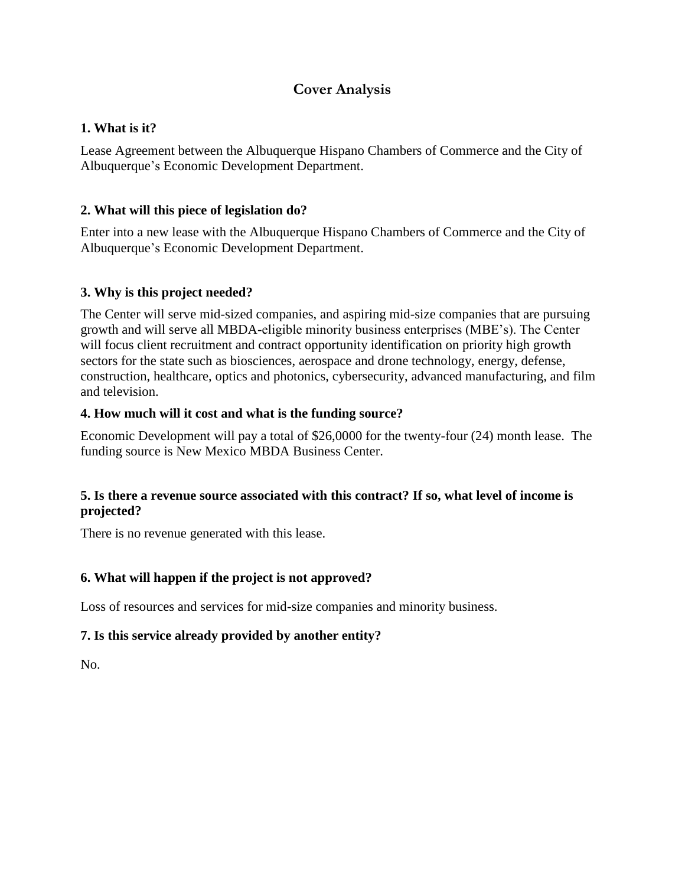# Cover Analysis

### 1. What is it?

Lease Agreement between the Albuquerque Hispano Chambers of Commerce and the City of Albuquerque's Economic Development Department.

### 2. What will this piece of legislation do?

Enter into a new lease with the Albuquerque Hispano Chambers of Commerce and the City of Albuquerque's Economic Development Department.

### 3. Why is this project needed?

The Center will serve mid-sized companies, and aspiring mid-size companies that are pursuing growth and will serve all MBDA-eligible minority business enterprises (MBE's). The Center will focus client recruitment and contract opportunity identification on priority high growth sectors for the state such as biosciences, aerospace and drone technology, energy, defense, construction, healthcare, optics and photonics, cybersecurity, advanced manufacturing, and film and television.

### 4. How much will it cost and what is the funding source?

Economic Development will pay a total of $26,0000 for the twenty-four (24) month lease. The funding source is New Mexico MBDA Business Center.

### 5. Is there a revenue source associated with this contract? If so, what level of income is projected?

There is no revenue generated with this lease.

### 6. What will happen if the project is not approved?

Loss of resources and services for mid-size companies and minority business.

### 7. Is this service already provided by another entity?

No.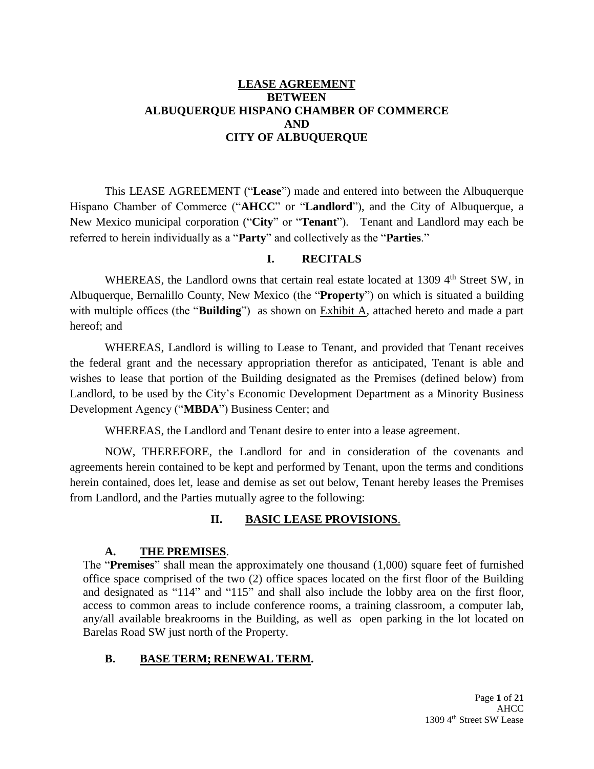# LEASE AGREEMENT
# BETWEEN
# ALBUQUERQUE HISPANO CHAMBER OF COMMERCE
# AND
# CITY OF ALBUQUERQUE

This LEASE AGREEMENT ("**Lease**") made and entered into between the Albuquerque Hispano Chamber of Commerce ("**AHCC**" or "**Landlord**"), and the City of Albuquerque, a New Mexico municipal corporation ("**City**" or "**Tenant**"). Tenant and Landlord may each be referred to herein individually as a "**Party**" and collectively as the "**Parties**."

## I. RECITALS

WHEREAS, the Landlord owns that certain real estate located at 1309 4th Street SW, in Albuquerque, Bernalillo County, New Mexico (the "**Property**") on which is situated a building with multiple offices (the "**Building**") as shown on Exhibit A, attached hereto and made a part hereof; and

WHEREAS, Landlord is willing to Lease to Tenant, and provided that Tenant receives the federal grant and the necessary appropriation therefor as anticipated, Tenant is able and wishes to lease that portion of the Building designated as the Premises (defined below) from Landlord, to be used by the City's Economic Development Department as a Minority Business Development Agency ("**MBDA**") Business Center; and

WHEREAS, the Landlord and Tenant desire to enter into a lease agreement.

NOW, THEREFORE, the Landlord for and in consideration of the covenants and agreements herein contained to be kept and performed by Tenant, upon the terms and conditions herein contained, does let, lease and demise as set out below, Tenant hereby leases the Premises from Landlord, and the Parties mutually agree to the following:

## II. BASIC LEASE PROVISIONS.

### A. THE PREMISES.

The "**Premises**" shall mean the approximately one thousand (1,000) square feet of furnished office space comprised of the two (2) office spaces located on the first floor of the Building and designated as "114" and "115" and shall also include the lobby area on the first floor, access to common areas to include conference rooms, a training classroom, a computer lab, any/all available breakrooms in the Building, as well as open parking in the lot located on Barelas Road SW just north of the Property.

### B. BASE TERM; RENEWAL TERM.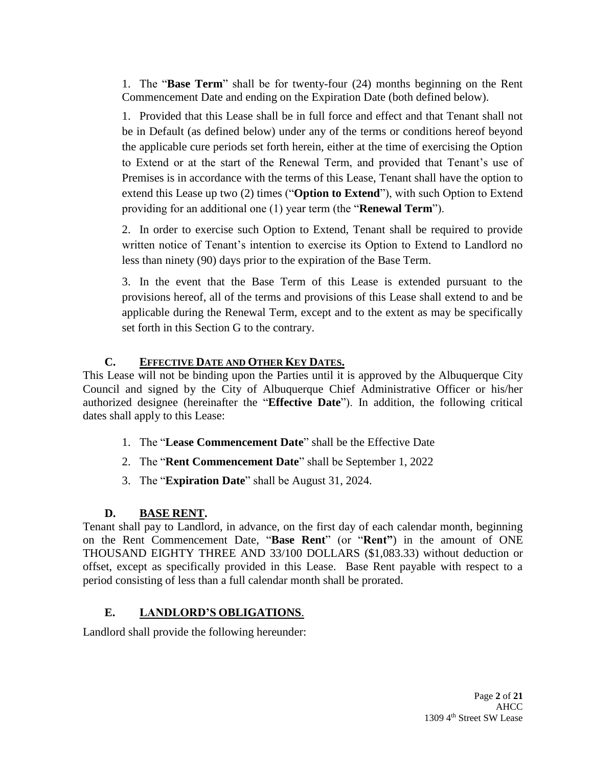1. The "**Base Term**" shall be for twenty-four (24) months beginning on the Rent Commencement Date and ending on the Expiration Date (both defined below).

1. Provided that this Lease shall be in full force and effect and that Tenant shall not be in Default (as defined below) under any of the terms or conditions hereof beyond the applicable cure periods set forth herein, either at the time of exercising the Option to Extend or at the start of the Renewal Term, and provided that Tenant's use of Premises is in accordance with the terms of this Lease, Tenant shall have the option to extend this Lease up two (2) times ("**Option to Extend**"), with such Option to Extend providing for an additional one (1) year term (the "**Renewal Term**").

2. In order to exercise such Option to Extend, Tenant shall be required to provide written notice of Tenant's intention to exercise its Option to Extend to Landlord no less than ninety (90) days prior to the expiration of the Base Term.

3. In the event that the Base Term of this Lease is extended pursuant to the provisions hereof, all of the terms and provisions of this Lease shall extend to and be applicable during the Renewal Term, except and to the extent as may be specifically set forth in this Section G to the contrary.

### C. EFFECTIVE DATE AND OTHER KEY DATES.

This Lease will not be binding upon the Parties until it is approved by the Albuquerque City Council and signed by the City of Albuquerque Chief Administrative Officer or his/her authorized designee (hereinafter the "**Effective Date**"). In addition, the following critical dates shall apply to this Lease:

1. The "**Lease Commencement Date**" shall be the Effective Date
2. The "**Rent Commencement Date**" shall be September 1, 2022
3. The "**Expiration Date**" shall be August 31, 2024.

### D. BASE RENT.

Tenant shall pay to Landlord, in advance, on the first day of each calendar month, beginning on the Rent Commencement Date, "**Base Rent**" (or "**Rent"**) in the amount of ONE THOUSAND EIGHTY THREE AND 33/100 DOLLARS ($1,083.33) without deduction or offset, except as specifically provided in this Lease. Base Rent payable with respect to a period consisting of less than a full calendar month shall be prorated.

### E. LANDLORD'S OBLIGATIONS.

Landlord shall provide the following hereunder: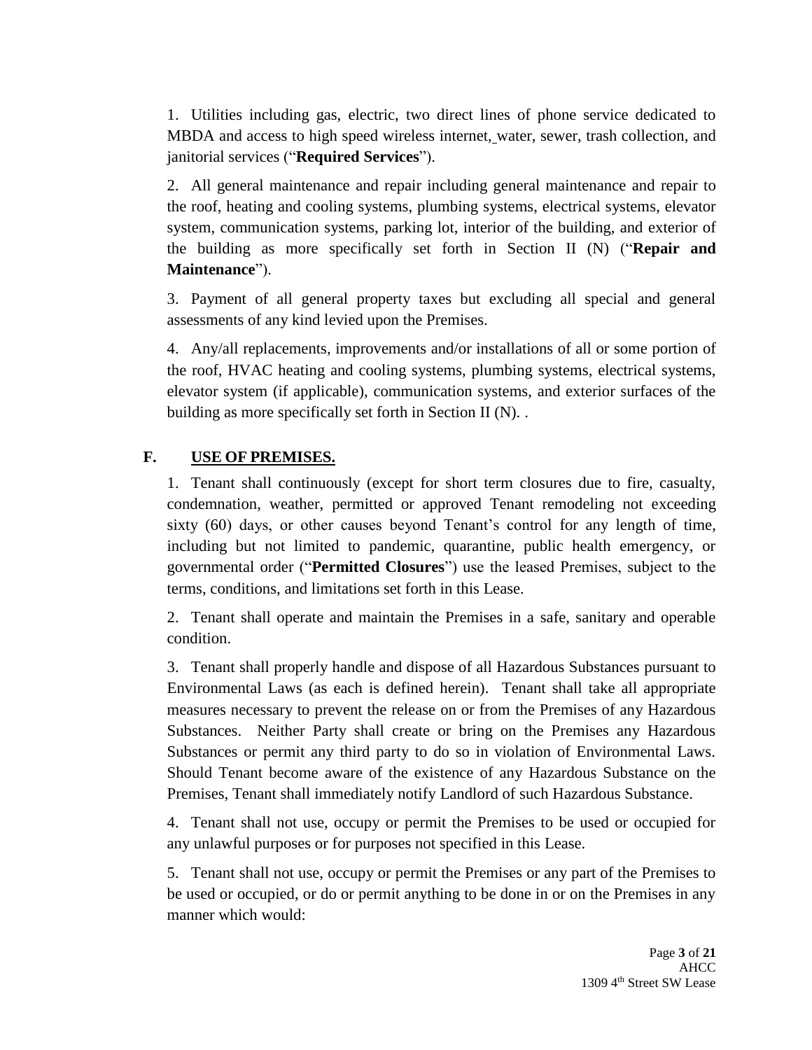1. Utilities including gas, electric, two direct lines of phone service dedicated to MBDA and access to high speed wireless internet, water, sewer, trash collection, and janitorial services ("**Required Services**").

2. All general maintenance and repair including general maintenance and repair to the roof, heating and cooling systems, plumbing systems, electrical systems, elevator system, communication systems, parking lot, interior of the building, and exterior of the building as more specifically set forth in Section II (N) ("**Repair and Maintenance**").

3. Payment of all general property taxes but excluding all special and general assessments of any kind levied upon the Premises.

4. Any/all replacements, improvements and/or installations of all or some portion of the roof, HVAC heating and cooling systems, plumbing systems, electrical systems, elevator system (if applicable), communication systems, and exterior surfaces of the building as more specifically set forth in Section II (N). .

## F. USE OF PREMISES.

1. Tenant shall continuously (except for short term closures due to fire, casualty, condemnation, weather, permitted or approved Tenant remodeling not exceeding sixty (60) days, or other causes beyond Tenant's control for any length of time, including but not limited to pandemic, quarantine, public health emergency, or governmental order ("**Permitted Closures**") use the leased Premises, subject to the terms, conditions, and limitations set forth in this Lease.

2. Tenant shall operate and maintain the Premises in a safe, sanitary and operable condition.

3. Tenant shall properly handle and dispose of all Hazardous Substances pursuant to Environmental Laws (as each is defined herein). Tenant shall take all appropriate measures necessary to prevent the release on or from the Premises of any Hazardous Substances. Neither Party shall create or bring on the Premises any Hazardous Substances or permit any third party to do so in violation of Environmental Laws. Should Tenant become aware of the existence of any Hazardous Substance on the Premises, Tenant shall immediately notify Landlord of such Hazardous Substance.

4. Tenant shall not use, occupy or permit the Premises to be used or occupied for any unlawful purposes or for purposes not specified in this Lease.

5. Tenant shall not use, occupy or permit the Premises or any part of the Premises to be used or occupied, or do or permit anything to be done in or on the Premises in any manner which would: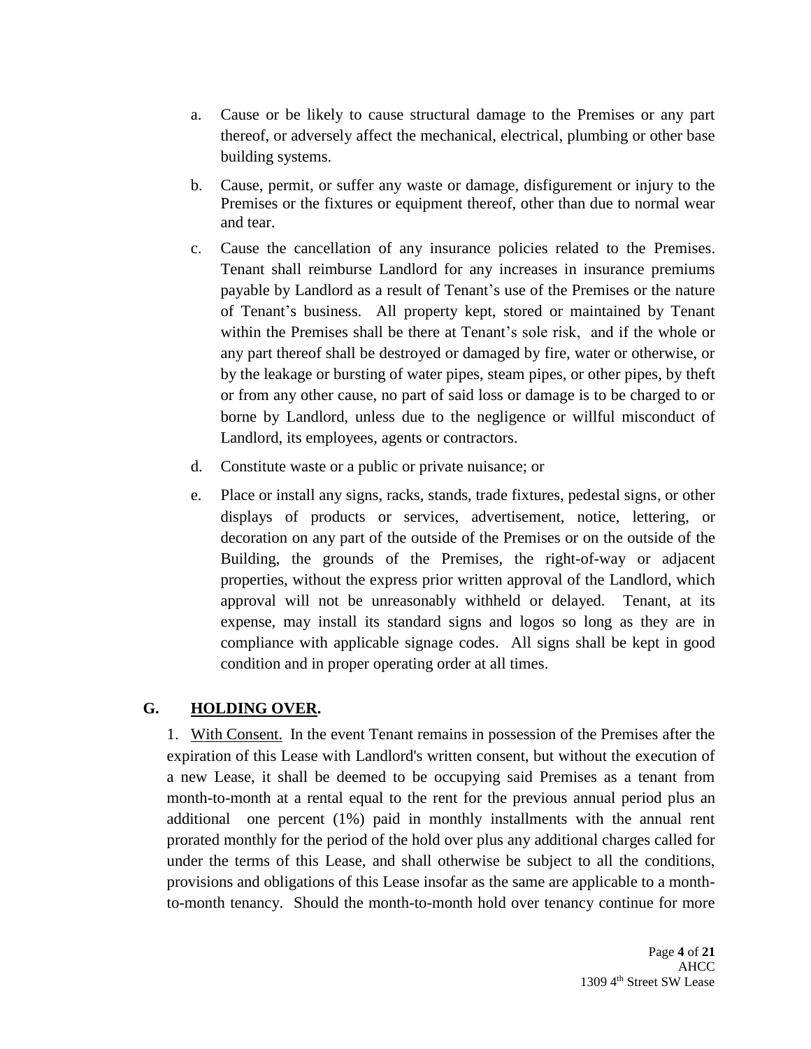a. Cause or be likely to cause structural damage to the Premises or any part thereof, or adversely affect the mechanical, electrical, plumbing or other base building systems.

b. Cause, permit, or suffer any waste or damage, disfigurement or injury to the Premises or the fixtures or equipment thereof, other than due to normal wear and tear.

c. Cause the cancellation of any insurance policies related to the Premises. Tenant shall reimburse Landlord for any increases in insurance premiums payable by Landlord as a result of Tenant's use of the Premises or the nature of Tenant's business. All property kept, stored or maintained by Tenant within the Premises shall be there at Tenant's sole risk, and if the whole or any part thereof shall be destroyed or damaged by fire, water or otherwise, or by the leakage or bursting of water pipes, steam pipes, or other pipes, by theft or from any other cause, no part of said loss or damage is to be charged to or borne by Landlord, unless due to the negligence or willful misconduct of Landlord, its employees, agents or contractors.

d. Constitute waste or a public or private nuisance; or

e. Place or install any signs, racks, stands, trade fixtures, pedestal signs, or other displays of products or services, advertisement, notice, lettering, or decoration on any part of the outside of the Premises or on the outside of the Building, the grounds of the Premises, the right-of-way or adjacent properties, without the express prior written approval of the Landlord, which approval will not be unreasonably withheld or delayed. Tenant, at its expense, may install its standard signs and logos so long as they are in compliance with applicable signage codes. All signs shall be kept in good condition and in proper operating order at all times.

## G. HOLDING OVER.

1. With Consent. In the event Tenant remains in possession of the Premises after the expiration of this Lease with Landlord's written consent, but without the execution of a new Lease, it shall be deemed to be occupying said Premises as a tenant from month-to-month at a rental equal to the rent for the previous annual period plus an additional one percent (1%) paid in monthly installments with the annual rent prorated monthly for the period of the hold over plus any additional charges called for under the terms of this Lease, and shall otherwise be subject to all the conditions, provisions and obligations of this Lease insofar as the same are applicable to a month-to-month tenancy. Should the month-to-month hold over tenancy continue for more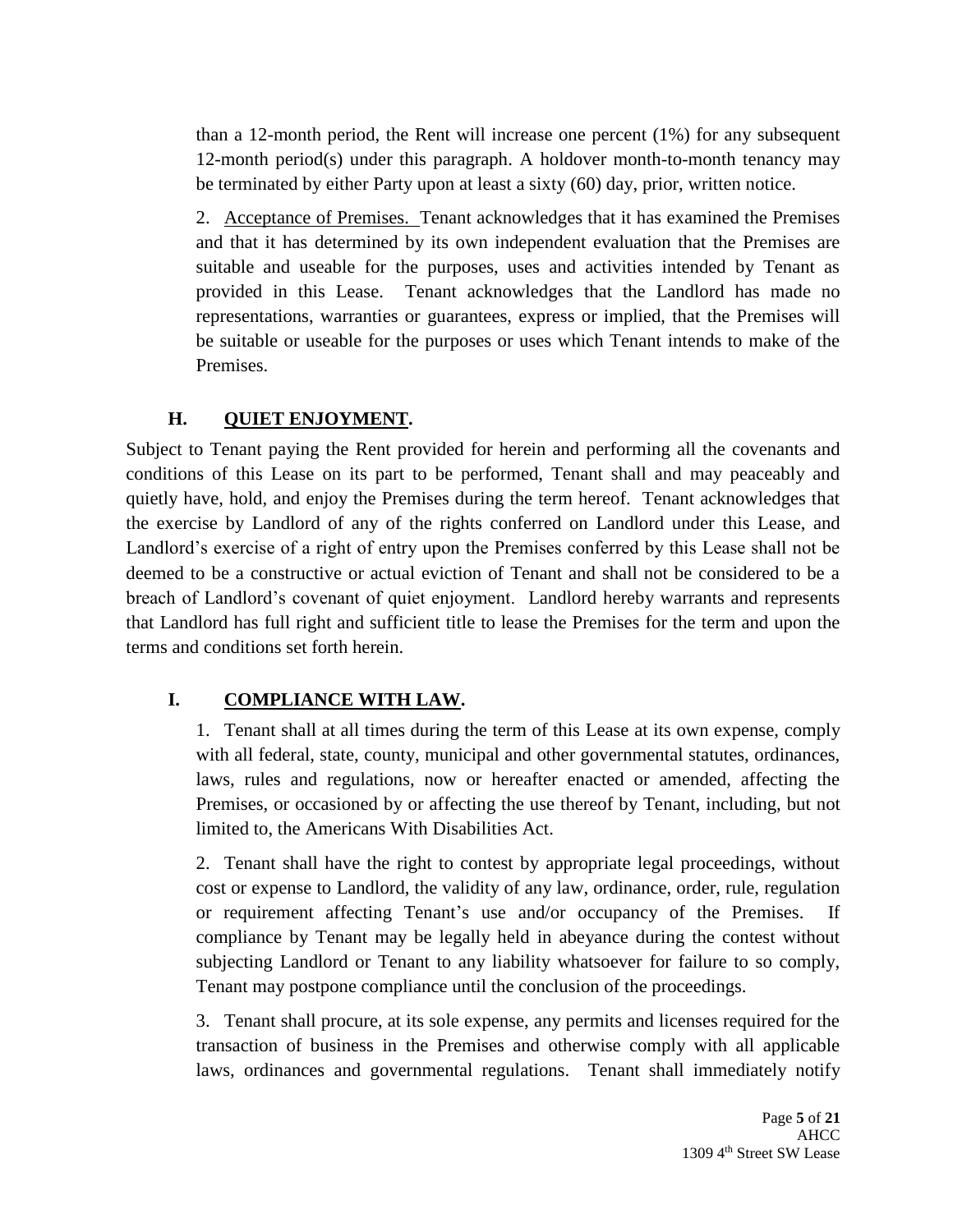than a 12-month period, the Rent will increase one percent (1%) for any subsequent 12-month period(s) under this paragraph. A holdover month-to-month tenancy may be terminated by either Party upon at least a sixty (60) day, prior, written notice.

2. Acceptance of Premises. Tenant acknowledges that it has examined the Premises and that it has determined by its own independent evaluation that the Premises are suitable and useable for the purposes, uses and activities intended by Tenant as provided in this Lease. Tenant acknowledges that the Landlord has made no representations, warranties or guarantees, express or implied, that the Premises will be suitable or useable for the purposes or uses which Tenant intends to make of the Premises.

## H. QUIET ENJOYMENT.

Subject to Tenant paying the Rent provided for herein and performing all the covenants and conditions of this Lease on its part to be performed, Tenant shall and may peaceably and quietly have, hold, and enjoy the Premises during the term hereof. Tenant acknowledges that the exercise by Landlord of any of the rights conferred on Landlord under this Lease, and Landlord's exercise of a right of entry upon the Premises conferred by this Lease shall not be deemed to be a constructive or actual eviction of Tenant and shall not be considered to be a breach of Landlord's covenant of quiet enjoyment. Landlord hereby warrants and represents that Landlord has full right and sufficient title to lease the Premises for the term and upon the terms and conditions set forth herein.

## I. COMPLIANCE WITH LAW.

1. Tenant shall at all times during the term of this Lease at its own expense, comply with all federal, state, county, municipal and other governmental statutes, ordinances, laws, rules and regulations, now or hereafter enacted or amended, affecting the Premises, or occasioned by or affecting the use thereof by Tenant, including, but not limited to, the Americans With Disabilities Act.

2. Tenant shall have the right to contest by appropriate legal proceedings, without cost or expense to Landlord, the validity of any law, ordinance, order, rule, regulation or requirement affecting Tenant's use and/or occupancy of the Premises. If compliance by Tenant may be legally held in abeyance during the contest without subjecting Landlord or Tenant to any liability whatsoever for failure to so comply, Tenant may postpone compliance until the conclusion of the proceedings.

3. Tenant shall procure, at its sole expense, any permits and licenses required for the transaction of business in the Premises and otherwise comply with all applicable laws, ordinances and governmental regulations. Tenant shall immediately notify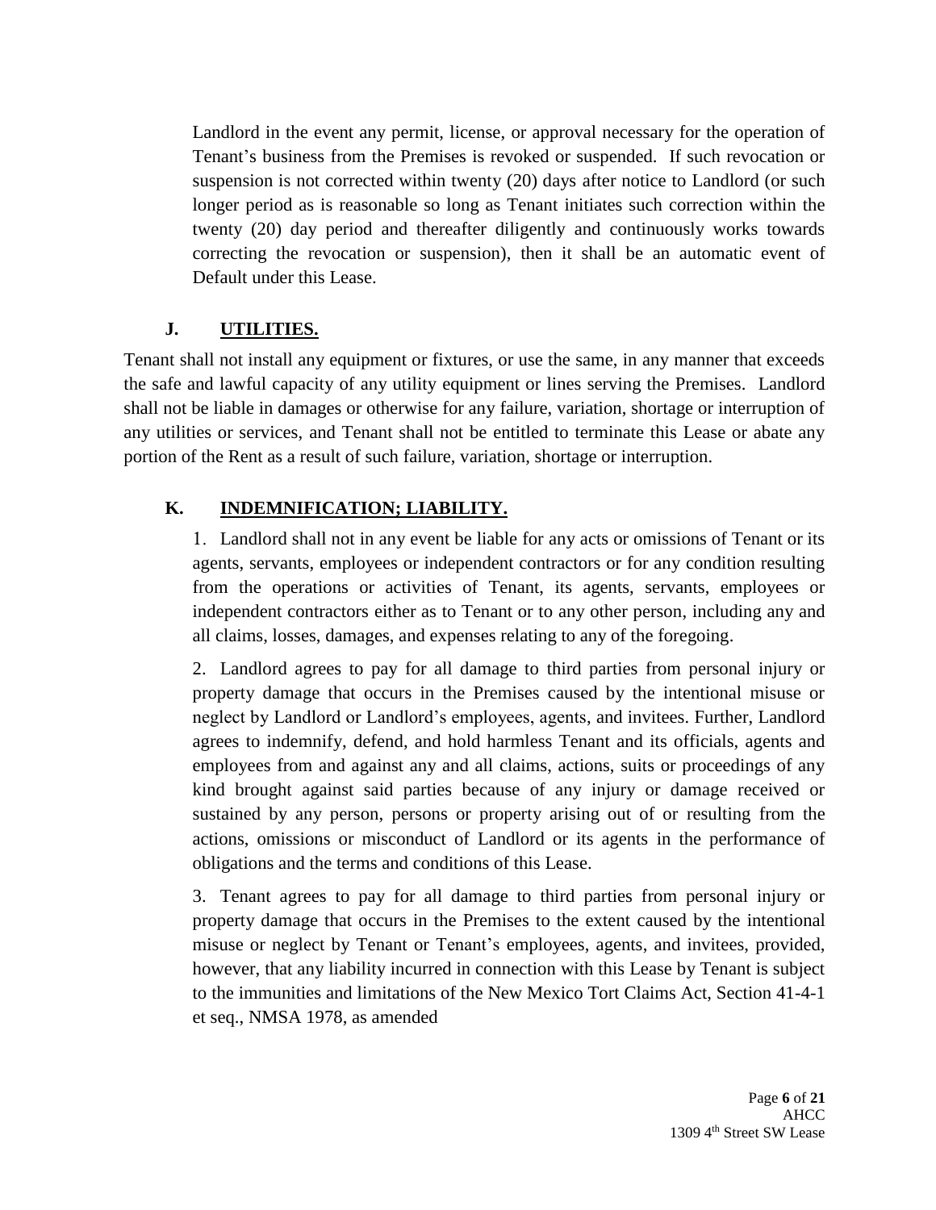Landlord in the event any permit, license, or approval necessary for the operation of Tenant's business from the Premises is revoked or suspended. If such revocation or suspension is not corrected within twenty (20) days after notice to Landlord (or such longer period as is reasonable so long as Tenant initiates such correction within the twenty (20) day period and thereafter diligently and continuously works towards correcting the revocation or suspension), then it shall be an automatic event of Default under this Lease.

## J. UTILITIES.

Tenant shall not install any equipment or fixtures, or use the same, in any manner that exceeds the safe and lawful capacity of any utility equipment or lines serving the Premises. Landlord shall not be liable in damages or otherwise for any failure, variation, shortage or interruption of any utilities or services, and Tenant shall not be entitled to terminate this Lease or abate any portion of the Rent as a result of such failure, variation, shortage or interruption.

## K. INDEMNIFICATION; LIABILITY.

1. Landlord shall not in any event be liable for any acts or omissions of Tenant or its agents, servants, employees or independent contractors or for any condition resulting from the operations or activities of Tenant, its agents, servants, employees or independent contractors either as to Tenant or to any other person, including any and all claims, losses, damages, and expenses relating to any of the foregoing.

2. Landlord agrees to pay for all damage to third parties from personal injury or property damage that occurs in the Premises caused by the intentional misuse or neglect by Landlord or Landlord's employees, agents, and invitees. Further, Landlord agrees to indemnify, defend, and hold harmless Tenant and its officials, agents and employees from and against any and all claims, actions, suits or proceedings of any kind brought against said parties because of any injury or damage received or sustained by any person, persons or property arising out of or resulting from the actions, omissions or misconduct of Landlord or its agents in the performance of obligations and the terms and conditions of this Lease.

3. Tenant agrees to pay for all damage to third parties from personal injury or property damage that occurs in the Premises to the extent caused by the intentional misuse or neglect by Tenant or Tenant's employees, agents, and invitees, provided, however, that any liability incurred in connection with this Lease by Tenant is subject to the immunities and limitations of the New Mexico Tort Claims Act, Section 41-4-1 et seq., NMSA 1978, as amended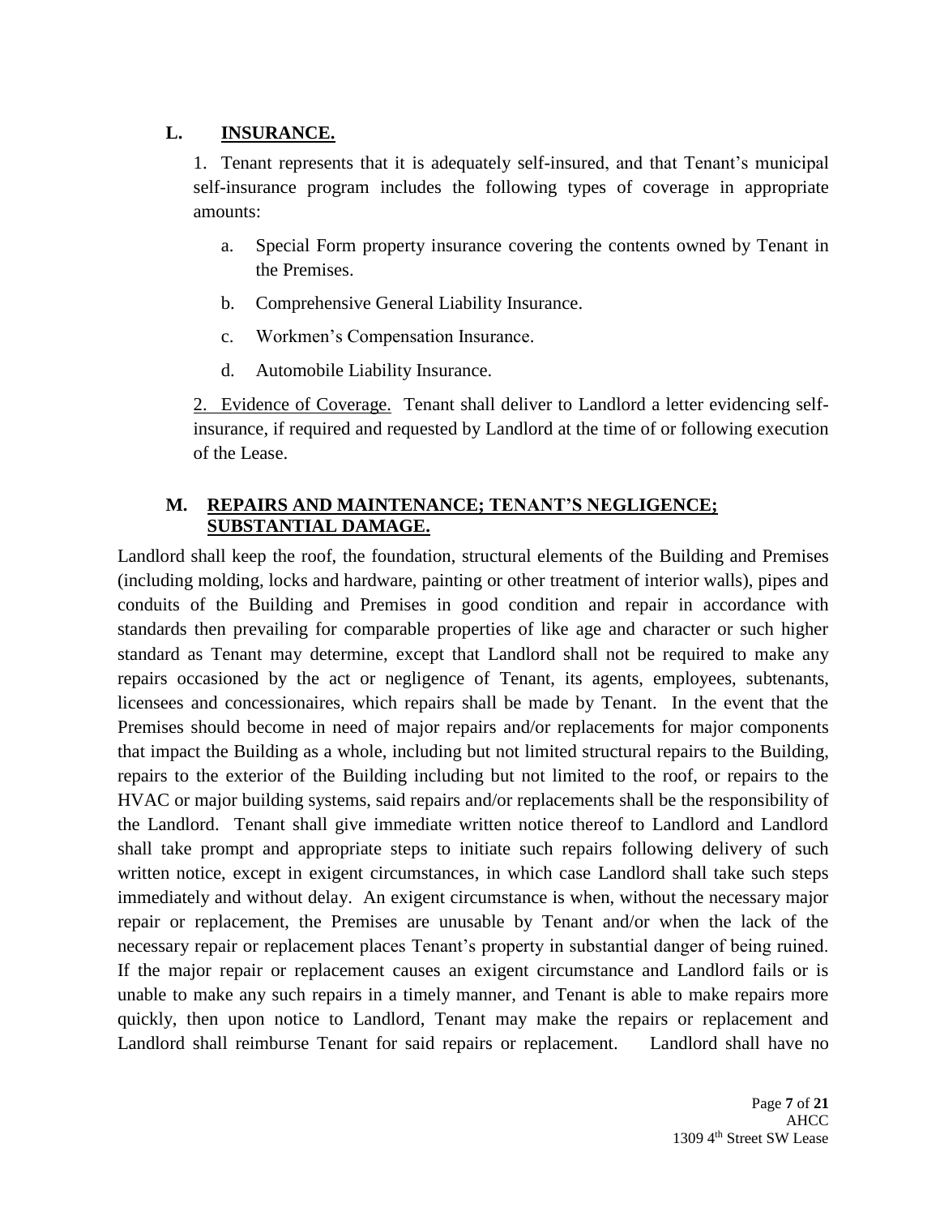## L. INSURANCE.

1. Tenant represents that it is adequately self-insured, and that Tenant's municipal self-insurance program includes the following types of coverage in appropriate amounts:

   a. Special Form property insurance covering the contents owned by Tenant in the Premises.

   b. Comprehensive General Liability Insurance.

   c. Workmen's Compensation Insurance.

   d. Automobile Liability Insurance.

2. Evidence of Coverage. Tenant shall deliver to Landlord a letter evidencing self-insurance, if required and requested by Landlord at the time of or following execution of the Lease.

## M. REPAIRS AND MAINTENANCE; TENANT'S NEGLIGENCE; SUBSTANTIAL DAMAGE.

Landlord shall keep the roof, the foundation, structural elements of the Building and Premises (including molding, locks and hardware, painting or other treatment of interior walls), pipes and conduits of the Building and Premises in good condition and repair in accordance with standards then prevailing for comparable properties of like age and character or such higher standard as Tenant may determine, except that Landlord shall not be required to make any repairs occasioned by the act or negligence of Tenant, its agents, employees, subtenants, licensees and concessionaires, which repairs shall be made by Tenant. In the event that the Premises should become in need of major repairs and/or replacements for major components that impact the Building as a whole, including but not limited structural repairs to the Building, repairs to the exterior of the Building including but not limited to the roof, or repairs to the HVAC or major building systems, said repairs and/or replacements shall be the responsibility of the Landlord. Tenant shall give immediate written notice thereof to Landlord and Landlord shall take prompt and appropriate steps to initiate such repairs following delivery of such written notice, except in exigent circumstances, in which case Landlord shall take such steps immediately and without delay. An exigent circumstance is when, without the necessary major repair or replacement, the Premises are unusable by Tenant and/or when the lack of the necessary repair or replacement places Tenant's property in substantial danger of being ruined. If the major repair or replacement causes an exigent circumstance and Landlord fails or is unable to make any such repairs in a timely manner, and Tenant is able to make repairs more quickly, then upon notice to Landlord, Tenant may make the repairs or replacement and Landlord shall reimburse Tenant for said repairs or replacement. Landlord shall have no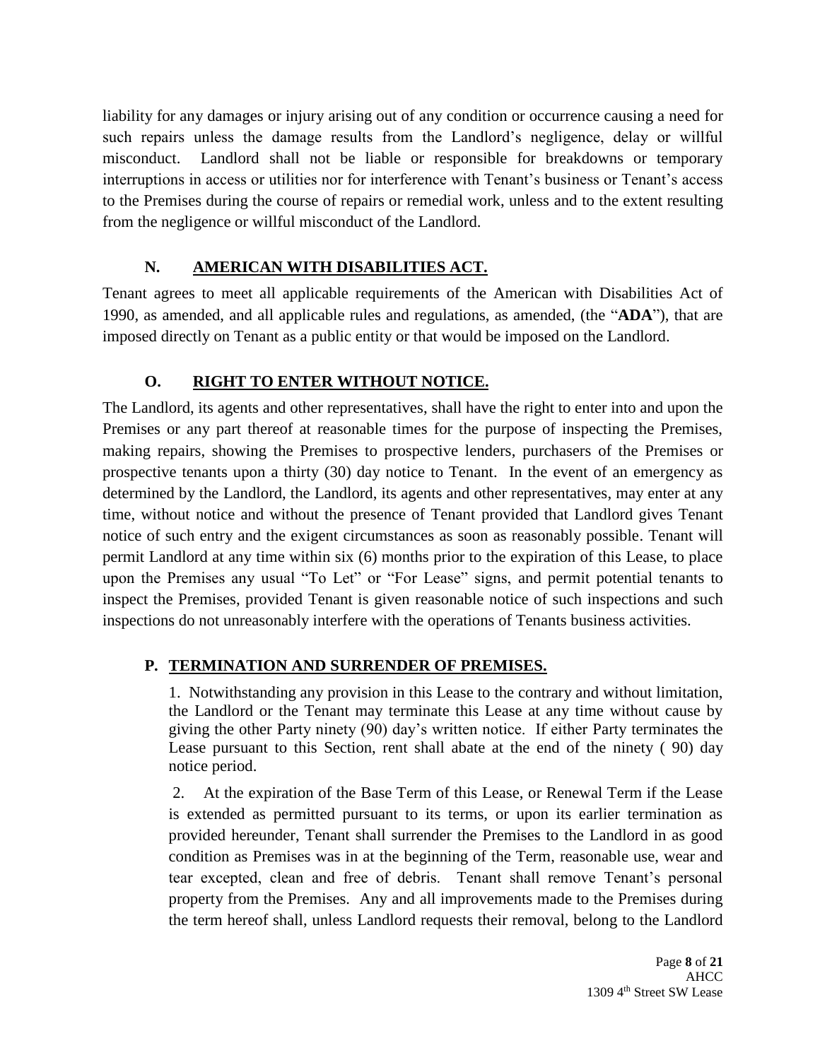liability for any damages or injury arising out of any condition or occurrence causing a need for such repairs unless the damage results from the Landlord's negligence, delay or willful misconduct. Landlord shall not be liable or responsible for breakdowns or temporary interruptions in access or utilities nor for interference with Tenant's business or Tenant's access to the Premises during the course of repairs or remedial work, unless and to the extent resulting from the negligence or willful misconduct of the Landlord.

## N. AMERICAN WITH DISABILITIES ACT.

Tenant agrees to meet all applicable requirements of the American with Disabilities Act of 1990, as amended, and all applicable rules and regulations, as amended, (the "**ADA**"), that are imposed directly on Tenant as a public entity or that would be imposed on the Landlord.

## O. RIGHT TO ENTER WITHOUT NOTICE.

The Landlord, its agents and other representatives, shall have the right to enter into and upon the Premises or any part thereof at reasonable times for the purpose of inspecting the Premises, making repairs, showing the Premises to prospective lenders, purchasers of the Premises or prospective tenants upon a thirty (30) day notice to Tenant. In the event of an emergency as determined by the Landlord, the Landlord, its agents and other representatives, may enter at any time, without notice and without the presence of Tenant provided that Landlord gives Tenant notice of such entry and the exigent circumstances as soon as reasonably possible. Tenant will permit Landlord at any time within six (6) months prior to the expiration of this Lease, to place upon the Premises any usual "To Let" or "For Lease" signs, and permit potential tenants to inspect the Premises, provided Tenant is given reasonable notice of such inspections and such inspections do not unreasonably interfere with the operations of Tenants business activities.

## P. TERMINATION AND SURRENDER OF PREMISES.

1. Notwithstanding any provision in this Lease to the contrary and without limitation, the Landlord or the Tenant may terminate this Lease at any time without cause by giving the other Party ninety (90) day's written notice. If either Party terminates the Lease pursuant to this Section, rent shall abate at the end of the ninety ( 90) day notice period.

2. At the expiration of the Base Term of this Lease, or Renewal Term if the Lease is extended as permitted pursuant to its terms, or upon its earlier termination as provided hereunder, Tenant shall surrender the Premises to the Landlord in as good condition as Premises was in at the beginning of the Term, reasonable use, wear and tear excepted, clean and free of debris. Tenant shall remove Tenant's personal property from the Premises. Any and all improvements made to the Premises during the term hereof shall, unless Landlord requests their removal, belong to the Landlord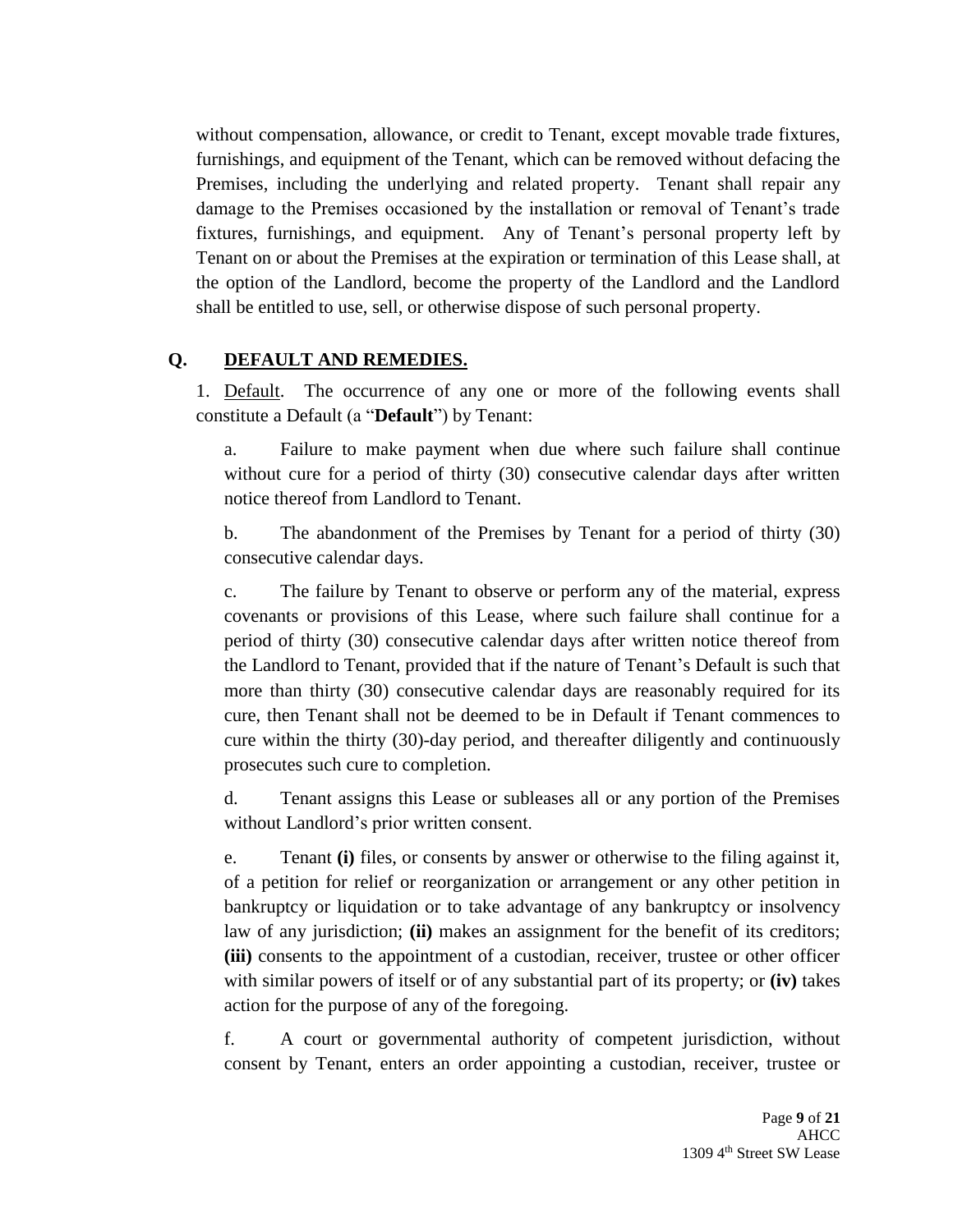without compensation, allowance, or credit to Tenant, except movable trade fixtures, furnishings, and equipment of the Tenant, which can be removed without defacing the Premises, including the underlying and related property. Tenant shall repair any damage to the Premises occasioned by the installation or removal of Tenant's trade fixtures, furnishings, and equipment. Any of Tenant's personal property left by Tenant on or about the Premises at the expiration or termination of this Lease shall, at the option of the Landlord, become the property of the Landlord and the Landlord shall be entitled to use, sell, or otherwise dispose of such personal property.

## Q. DEFAULT AND REMEDIES.

1. Default. The occurrence of any one or more of the following events shall constitute a Default (a "**Default**") by Tenant:

a. Failure to make payment when due where such failure shall continue without cure for a period of thirty (30) consecutive calendar days after written notice thereof from Landlord to Tenant.

b. The abandonment of the Premises by Tenant for a period of thirty (30) consecutive calendar days.

c. The failure by Tenant to observe or perform any of the material, express covenants or provisions of this Lease, where such failure shall continue for a period of thirty (30) consecutive calendar days after written notice thereof from the Landlord to Tenant, provided that if the nature of Tenant's Default is such that more than thirty (30) consecutive calendar days are reasonably required for its cure, then Tenant shall not be deemed to be in Default if Tenant commences to cure within the thirty (30)-day period, and thereafter diligently and continuously prosecutes such cure to completion.

d. Tenant assigns this Lease or subleases all or any portion of the Premises without Landlord's prior written consent.

e. Tenant **(i)** files, or consents by answer or otherwise to the filing against it, of a petition for relief or reorganization or arrangement or any other petition in bankruptcy or liquidation or to take advantage of any bankruptcy or insolvency law of any jurisdiction; **(ii)** makes an assignment for the benefit of its creditors; **(iii)** consents to the appointment of a custodian, receiver, trustee or other officer with similar powers of itself or of any substantial part of its property; or **(iv)** takes action for the purpose of any of the foregoing.

f. A court or governmental authority of competent jurisdiction, without consent by Tenant, enters an order appointing a custodian, receiver, trustee or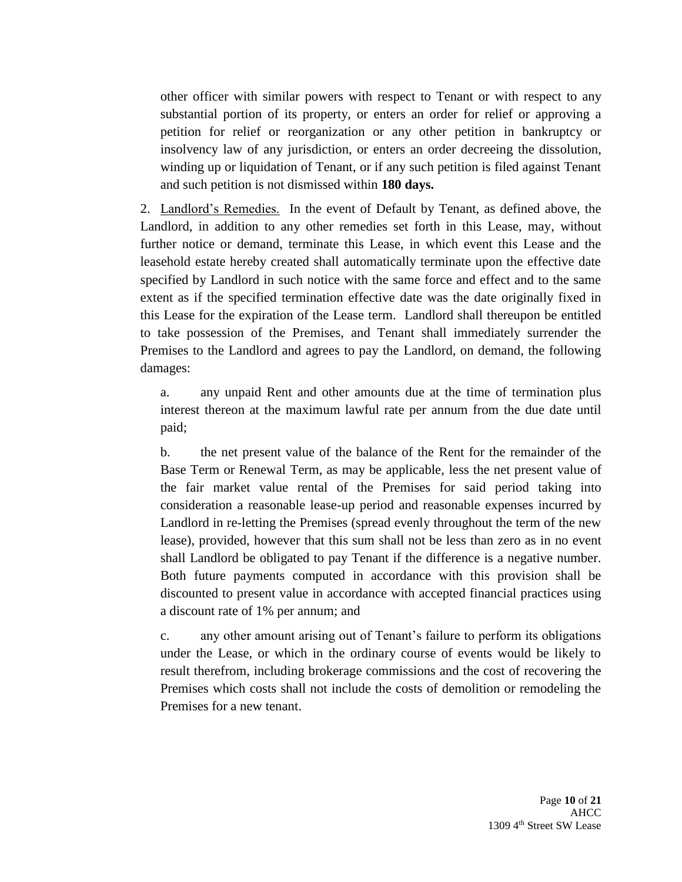other officer with similar powers with respect to Tenant or with respect to any substantial portion of its property, or enters an order for relief or approving a petition for relief or reorganization or any other petition in bankruptcy or insolvency law of any jurisdiction, or enters an order decreeing the dissolution, winding up or liquidation of Tenant, or if any such petition is filed against Tenant and such petition is not dismissed within **180 days.**

2. Landlord's Remedies. In the event of Default by Tenant, as defined above, the Landlord, in addition to any other remedies set forth in this Lease, may, without further notice or demand, terminate this Lease, in which event this Lease and the leasehold estate hereby created shall automatically terminate upon the effective date specified by Landlord in such notice with the same force and effect and to the same extent as if the specified termination effective date was the date originally fixed in this Lease for the expiration of the Lease term. Landlord shall thereupon be entitled to take possession of the Premises, and Tenant shall immediately surrender the Premises to the Landlord and agrees to pay the Landlord, on demand, the following damages:

a. any unpaid Rent and other amounts due at the time of termination plus interest thereon at the maximum lawful rate per annum from the due date until paid;

b. the net present value of the balance of the Rent for the remainder of the Base Term or Renewal Term, as may be applicable, less the net present value of the fair market value rental of the Premises for said period taking into consideration a reasonable lease-up period and reasonable expenses incurred by Landlord in re-letting the Premises (spread evenly throughout the term of the new lease), provided, however that this sum shall not be less than zero as in no event shall Landlord be obligated to pay Tenant if the difference is a negative number. Both future payments computed in accordance with this provision shall be discounted to present value in accordance with accepted financial practices using a discount rate of 1% per annum; and

c. any other amount arising out of Tenant's failure to perform its obligations under the Lease, or which in the ordinary course of events would be likely to result therefrom, including brokerage commissions and the cost of recovering the Premises which costs shall not include the costs of demolition or remodeling the Premises for a new tenant.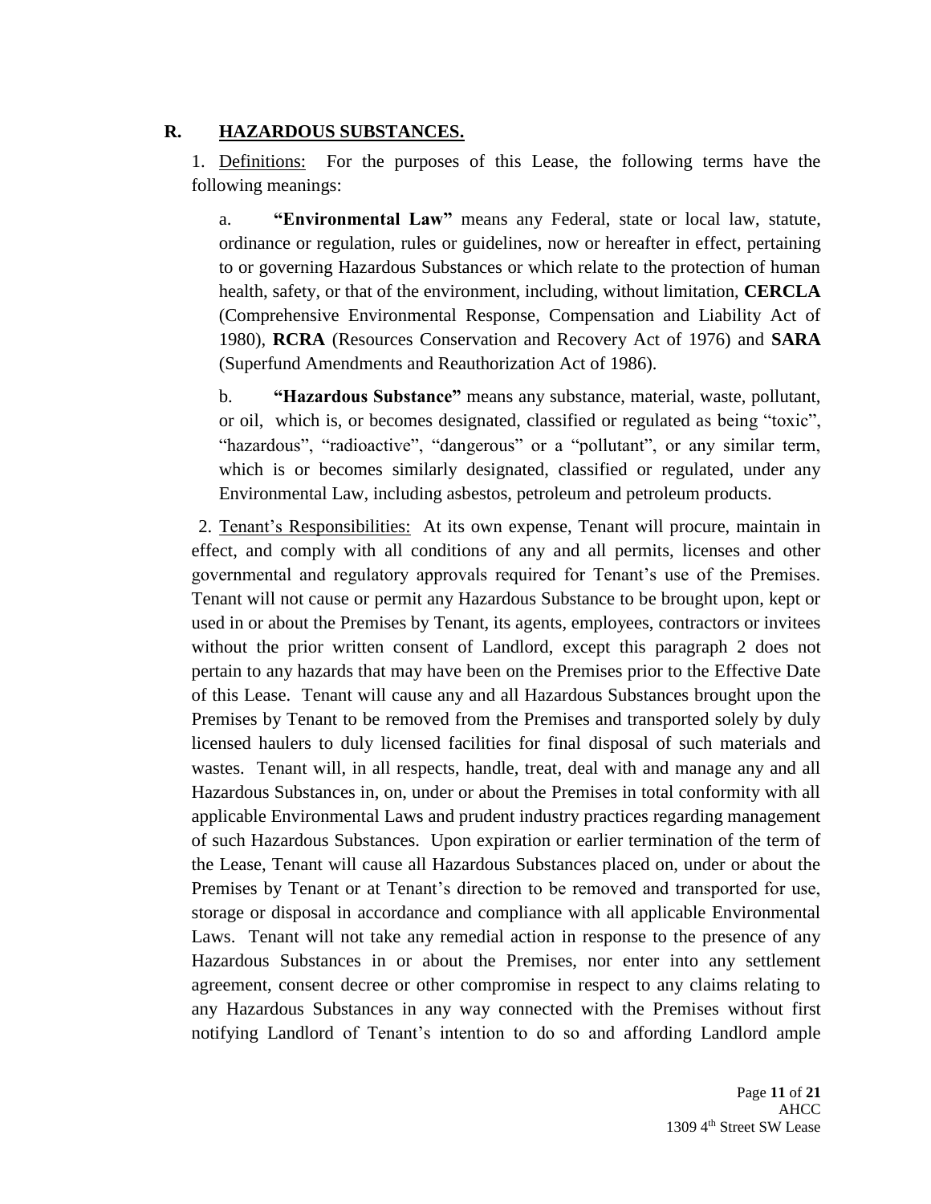## R. HAZARDOUS SUBSTANCES.

1. Definitions: For the purposes of this Lease, the following terms have the following meanings:

a. **"Environmental Law"** means any Federal, state or local law, statute, ordinance or regulation, rules or guidelines, now or hereafter in effect, pertaining to or governing Hazardous Substances or which relate to the protection of human health, safety, or that of the environment, including, without limitation, **CERCLA** (Comprehensive Environmental Response, Compensation and Liability Act of 1980), **RCRA** (Resources Conservation and Recovery Act of 1976) and **SARA** (Superfund Amendments and Reauthorization Act of 1986).

b. **"Hazardous Substance"** means any substance, material, waste, pollutant, or oil, which is, or becomes designated, classified or regulated as being "toxic", "hazardous", "radioactive", "dangerous" or a "pollutant", or any similar term, which is or becomes similarly designated, classified or regulated, under any Environmental Law, including asbestos, petroleum and petroleum products.

2. Tenant's Responsibilities: At its own expense, Tenant will procure, maintain in effect, and comply with all conditions of any and all permits, licenses and other governmental and regulatory approvals required for Tenant's use of the Premises. Tenant will not cause or permit any Hazardous Substance to be brought upon, kept or used in or about the Premises by Tenant, its agents, employees, contractors or invitees without the prior written consent of Landlord, except this paragraph 2 does not pertain to any hazards that may have been on the Premises prior to the Effective Date of this Lease. Tenant will cause any and all Hazardous Substances brought upon the Premises by Tenant to be removed from the Premises and transported solely by duly licensed haulers to duly licensed facilities for final disposal of such materials and wastes. Tenant will, in all respects, handle, treat, deal with and manage any and all Hazardous Substances in, on, under or about the Premises in total conformity with all applicable Environmental Laws and prudent industry practices regarding management of such Hazardous Substances. Upon expiration or earlier termination of the term of the Lease, Tenant will cause all Hazardous Substances placed on, under or about the Premises by Tenant or at Tenant's direction to be removed and transported for use, storage or disposal in accordance and compliance with all applicable Environmental Laws. Tenant will not take any remedial action in response to the presence of any Hazardous Substances in or about the Premises, nor enter into any settlement agreement, consent decree or other compromise in respect to any claims relating to any Hazardous Substances in any way connected with the Premises without first notifying Landlord of Tenant's intention to do so and affording Landlord ample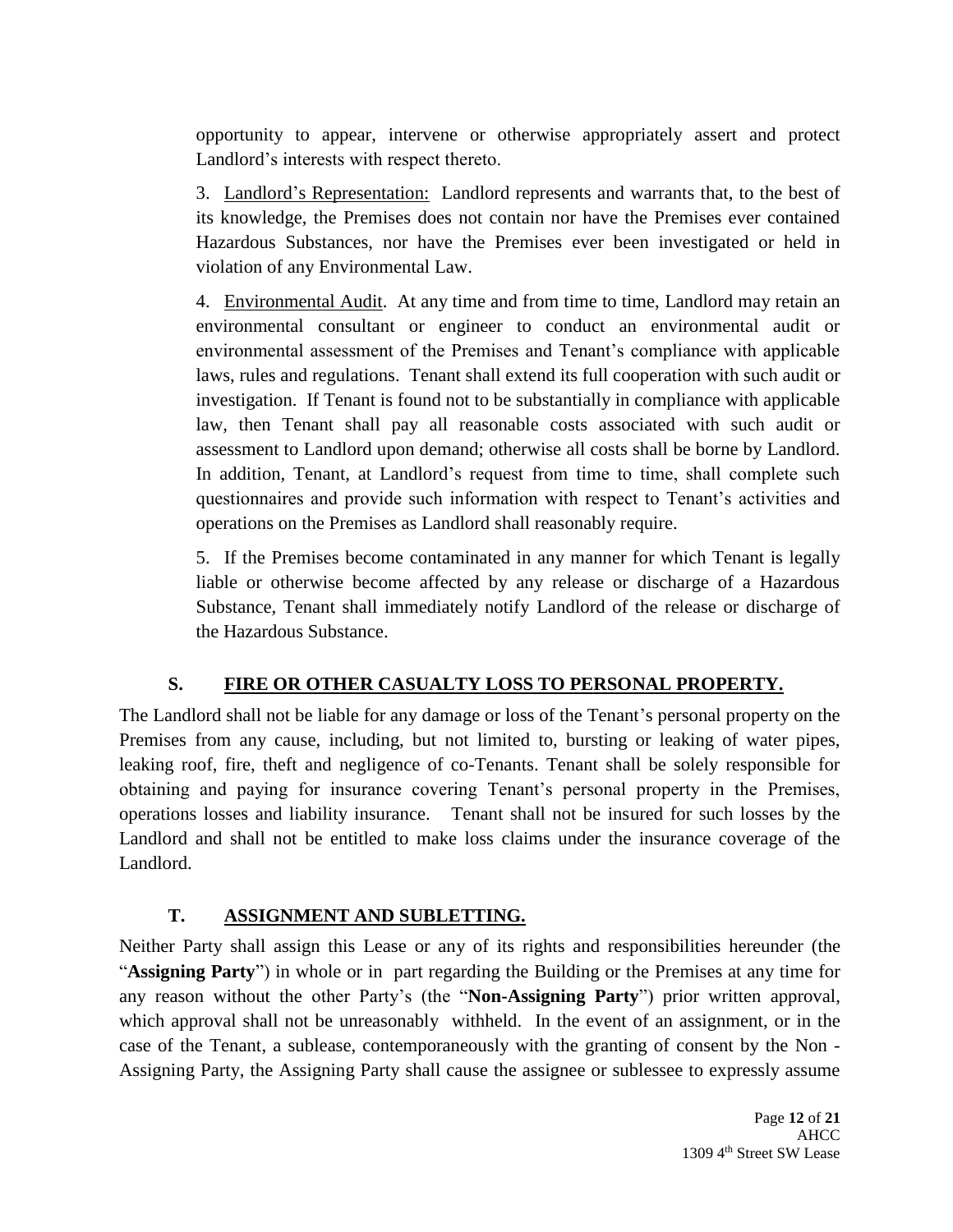opportunity to appear, intervene or otherwise appropriately assert and protect Landlord's interests with respect thereto.

3. Landlord's Representation: Landlord represents and warrants that, to the best of its knowledge, the Premises does not contain nor have the Premises ever contained Hazardous Substances, nor have the Premises ever been investigated or held in violation of any Environmental Law.

4. Environmental Audit. At any time and from time to time, Landlord may retain an environmental consultant or engineer to conduct an environmental audit or environmental assessment of the Premises and Tenant's compliance with applicable laws, rules and regulations. Tenant shall extend its full cooperation with such audit or investigation. If Tenant is found not to be substantially in compliance with applicable law, then Tenant shall pay all reasonable costs associated with such audit or assessment to Landlord upon demand; otherwise all costs shall be borne by Landlord. In addition, Tenant, at Landlord's request from time to time, shall complete such questionnaires and provide such information with respect to Tenant's activities and operations on the Premises as Landlord shall reasonably require.

5. If the Premises become contaminated in any manner for which Tenant is legally liable or otherwise become affected by any release or discharge of a Hazardous Substance, Tenant shall immediately notify Landlord of the release or discharge of the Hazardous Substance.

## S. FIRE OR OTHER CASUALTY LOSS TO PERSONAL PROPERTY.

The Landlord shall not be liable for any damage or loss of the Tenant's personal property on the Premises from any cause, including, but not limited to, bursting or leaking of water pipes, leaking roof, fire, theft and negligence of co-Tenants. Tenant shall be solely responsible for obtaining and paying for insurance covering Tenant's personal property in the Premises, operations losses and liability insurance. Tenant shall not be insured for such losses by the Landlord and shall not be entitled to make loss claims under the insurance coverage of the Landlord.

## T. ASSIGNMENT AND SUBLETTING.

Neither Party shall assign this Lease or any of its rights and responsibilities hereunder (the "**Assigning Party**") in whole or in part regarding the Building or the Premises at any time for any reason without the other Party's (the "**Non-Assigning Party**") prior written approval, which approval shall not be unreasonably withheld. In the event of an assignment, or in the case of the Tenant, a sublease, contemporaneously with the granting of consent by the Non - Assigning Party, the Assigning Party shall cause the assignee or sublessee to expressly assume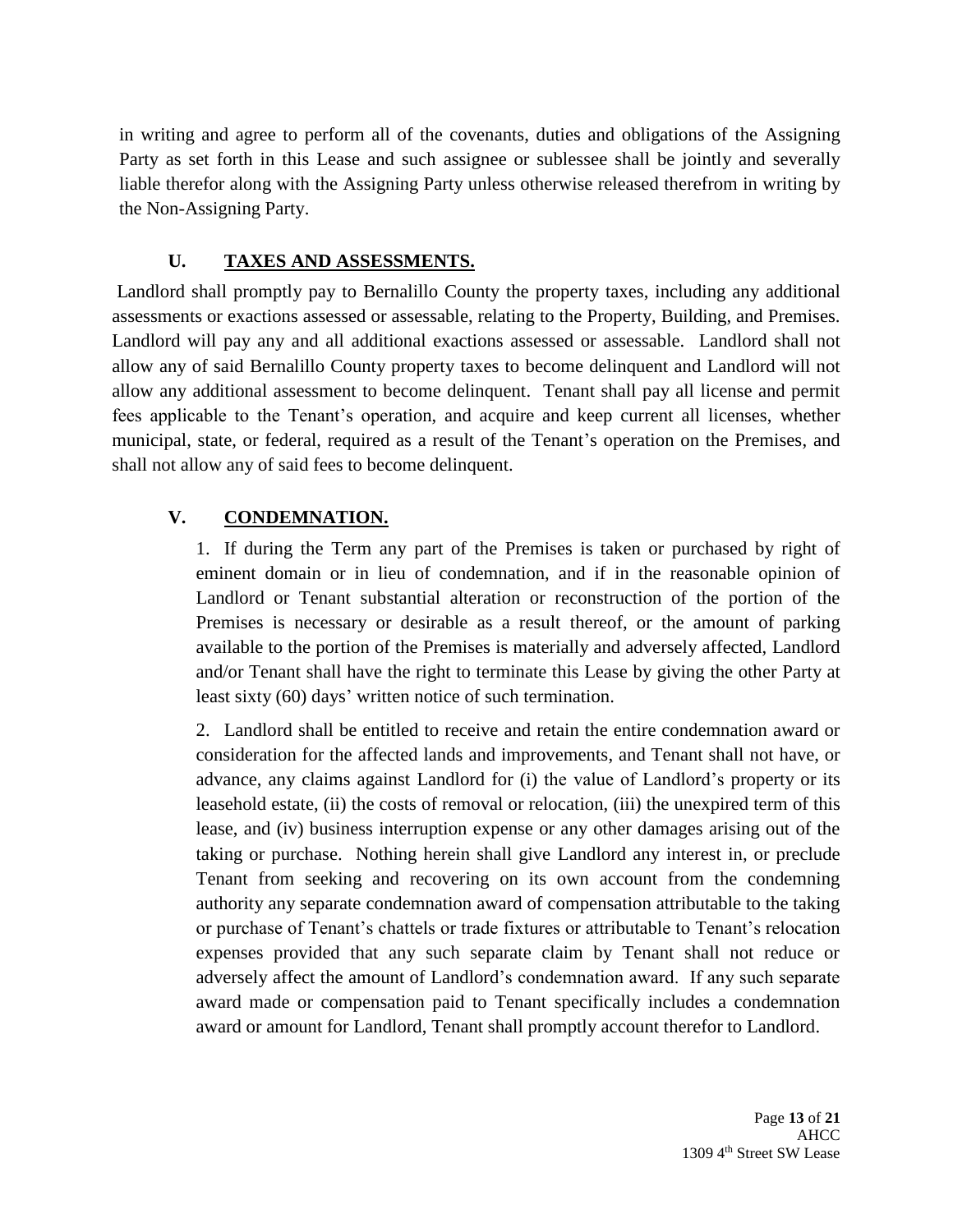in writing and agree to perform all of the covenants, duties and obligations of the Assigning Party as set forth in this Lease and such assignee or sublessee shall be jointly and severally liable therefor along with the Assigning Party unless otherwise released therefrom in writing by the Non-Assigning Party.

## U. TAXES AND ASSESSMENTS.

Landlord shall promptly pay to Bernalillo County the property taxes, including any additional assessments or exactions assessed or assessable, relating to the Property, Building, and Premises. Landlord will pay any and all additional exactions assessed or assessable. Landlord shall not allow any of said Bernalillo County property taxes to become delinquent and Landlord will not allow any additional assessment to become delinquent. Tenant shall pay all license and permit fees applicable to the Tenant's operation, and acquire and keep current all licenses, whether municipal, state, or federal, required as a result of the Tenant's operation on the Premises, and shall not allow any of said fees to become delinquent.

## V. CONDEMNATION.

1. If during the Term any part of the Premises is taken or purchased by right of eminent domain or in lieu of condemnation, and if in the reasonable opinion of Landlord or Tenant substantial alteration or reconstruction of the portion of the Premises is necessary or desirable as a result thereof, or the amount of parking available to the portion of the Premises is materially and adversely affected, Landlord and/or Tenant shall have the right to terminate this Lease by giving the other Party at least sixty (60) days' written notice of such termination.

2. Landlord shall be entitled to receive and retain the entire condemnation award or consideration for the affected lands and improvements, and Tenant shall not have, or advance, any claims against Landlord for (i) the value of Landlord's property or its leasehold estate, (ii) the costs of removal or relocation, (iii) the unexpired term of this lease, and (iv) business interruption expense or any other damages arising out of the taking or purchase. Nothing herein shall give Landlord any interest in, or preclude Tenant from seeking and recovering on its own account from the condemning authority any separate condemnation award of compensation attributable to the taking or purchase of Tenant's chattels or trade fixtures or attributable to Tenant's relocation expenses provided that any such separate claim by Tenant shall not reduce or adversely affect the amount of Landlord's condemnation award. If any such separate award made or compensation paid to Tenant specifically includes a condemnation award or amount for Landlord, Tenant shall promptly account therefor to Landlord.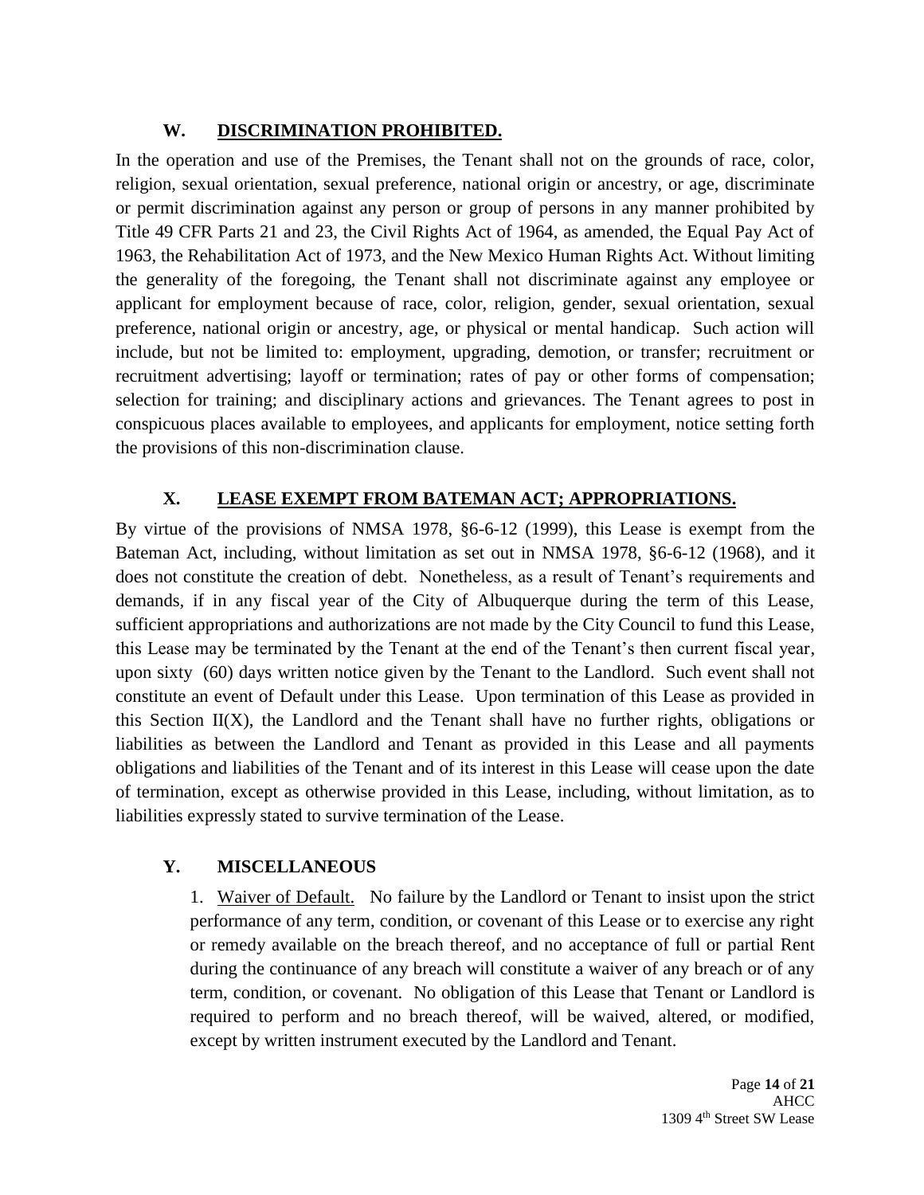## W. DISCRIMINATION PROHIBITED.

In the operation and use of the Premises, the Tenant shall not on the grounds of race, color, religion, sexual orientation, sexual preference, national origin or ancestry, or age, discriminate or permit discrimination against any person or group of persons in any manner prohibited by Title 49 CFR Parts 21 and 23, the Civil Rights Act of 1964, as amended, the Equal Pay Act of 1963, the Rehabilitation Act of 1973, and the New Mexico Human Rights Act. Without limiting the generality of the foregoing, the Tenant shall not discriminate against any employee or applicant for employment because of race, color, religion, gender, sexual orientation, sexual preference, national origin or ancestry, age, or physical or mental handicap. Such action will include, but not be limited to: employment, upgrading, demotion, or transfer; recruitment or recruitment advertising; layoff or termination; rates of pay or other forms of compensation; selection for training; and disciplinary actions and grievances. The Tenant agrees to post in conspicuous places available to employees, and applicants for employment, notice setting forth the provisions of this non-discrimination clause.

## X. LEASE EXEMPT FROM BATEMAN ACT; APPROPRIATIONS.

By virtue of the provisions of NMSA 1978, §6-6-12 (1999), this Lease is exempt from the Bateman Act, including, without limitation as set out in NMSA 1978, §6-6-12 (1968), and it does not constitute the creation of debt. Nonetheless, as a result of Tenant's requirements and demands, if in any fiscal year of the City of Albuquerque during the term of this Lease, sufficient appropriations and authorizations are not made by the City Council to fund this Lease, this Lease may be terminated by the Tenant at the end of the Tenant's then current fiscal year, upon sixty (60) days written notice given by the Tenant to the Landlord. Such event shall not constitute an event of Default under this Lease. Upon termination of this Lease as provided in this Section II(X), the Landlord and the Tenant shall have no further rights, obligations or liabilities as between the Landlord and Tenant as provided in this Lease and all payments obligations and liabilities of the Tenant and of its interest in this Lease will cease upon the date of termination, except as otherwise provided in this Lease, including, without limitation, as to liabilities expressly stated to survive termination of the Lease.

## Y. MISCELLANEOUS

1. Waiver of Default. No failure by the Landlord or Tenant to insist upon the strict performance of any term, condition, or covenant of this Lease or to exercise any right or remedy available on the breach thereof, and no acceptance of full or partial Rent during the continuance of any breach will constitute a waiver of any breach or of any term, condition, or covenant. No obligation of this Lease that Tenant or Landlord is required to perform and no breach thereof, will be waived, altered, or modified, except by written instrument executed by the Landlord and Tenant.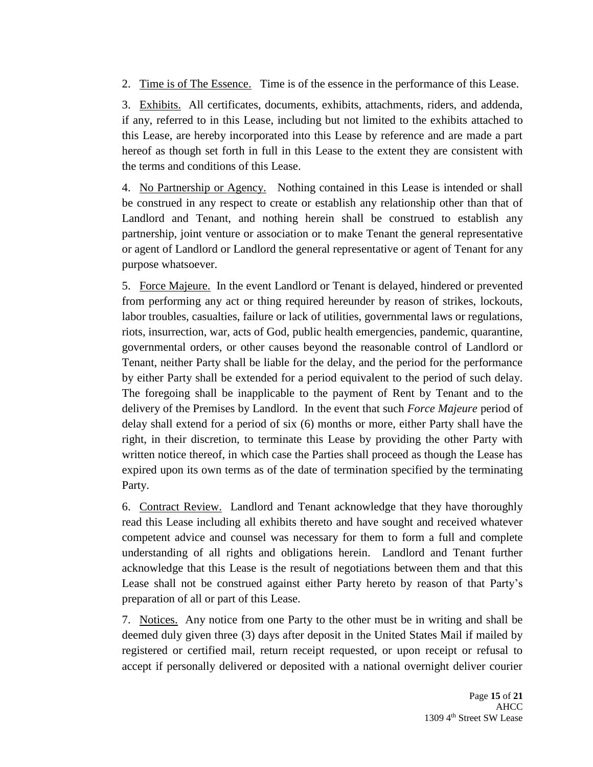2. Time is of The Essence. Time is of the essence in the performance of this Lease.

3. Exhibits. All certificates, documents, exhibits, attachments, riders, and addenda, if any, referred to in this Lease, including but not limited to the exhibits attached to this Lease, are hereby incorporated into this Lease by reference and are made a part hereof as though set forth in full in this Lease to the extent they are consistent with the terms and conditions of this Lease.

4. No Partnership or Agency. Nothing contained in this Lease is intended or shall be construed in any respect to create or establish any relationship other than that of Landlord and Tenant, and nothing herein shall be construed to establish any partnership, joint venture or association or to make Tenant the general representative or agent of Landlord or Landlord the general representative or agent of Tenant for any purpose whatsoever.

5. Force Majeure. In the event Landlord or Tenant is delayed, hindered or prevented from performing any act or thing required hereunder by reason of strikes, lockouts, labor troubles, casualties, failure or lack of utilities, governmental laws or regulations, riots, insurrection, war, acts of God, public health emergencies, pandemic, quarantine, governmental orders, or other causes beyond the reasonable control of Landlord or Tenant, neither Party shall be liable for the delay, and the period for the performance by either Party shall be extended for a period equivalent to the period of such delay. The foregoing shall be inapplicable to the payment of Rent by Tenant and to the delivery of the Premises by Landlord. In the event that such *Force Majeure* period of delay shall extend for a period of six (6) months or more, either Party shall have the right, in their discretion, to terminate this Lease by providing the other Party with written notice thereof, in which case the Parties shall proceed as though the Lease has expired upon its own terms as of the date of termination specified by the terminating Party.

6. Contract Review. Landlord and Tenant acknowledge that they have thoroughly read this Lease including all exhibits thereto and have sought and received whatever competent advice and counsel was necessary for them to form a full and complete understanding of all rights and obligations herein. Landlord and Tenant further acknowledge that this Lease is the result of negotiations between them and that this Lease shall not be construed against either Party hereto by reason of that Party's preparation of all or part of this Lease.

7. Notices. Any notice from one Party to the other must be in writing and shall be deemed duly given three (3) days after deposit in the United States Mail if mailed by registered or certified mail, return receipt requested, or upon receipt or refusal to accept if personally delivered or deposited with a national overnight deliver courier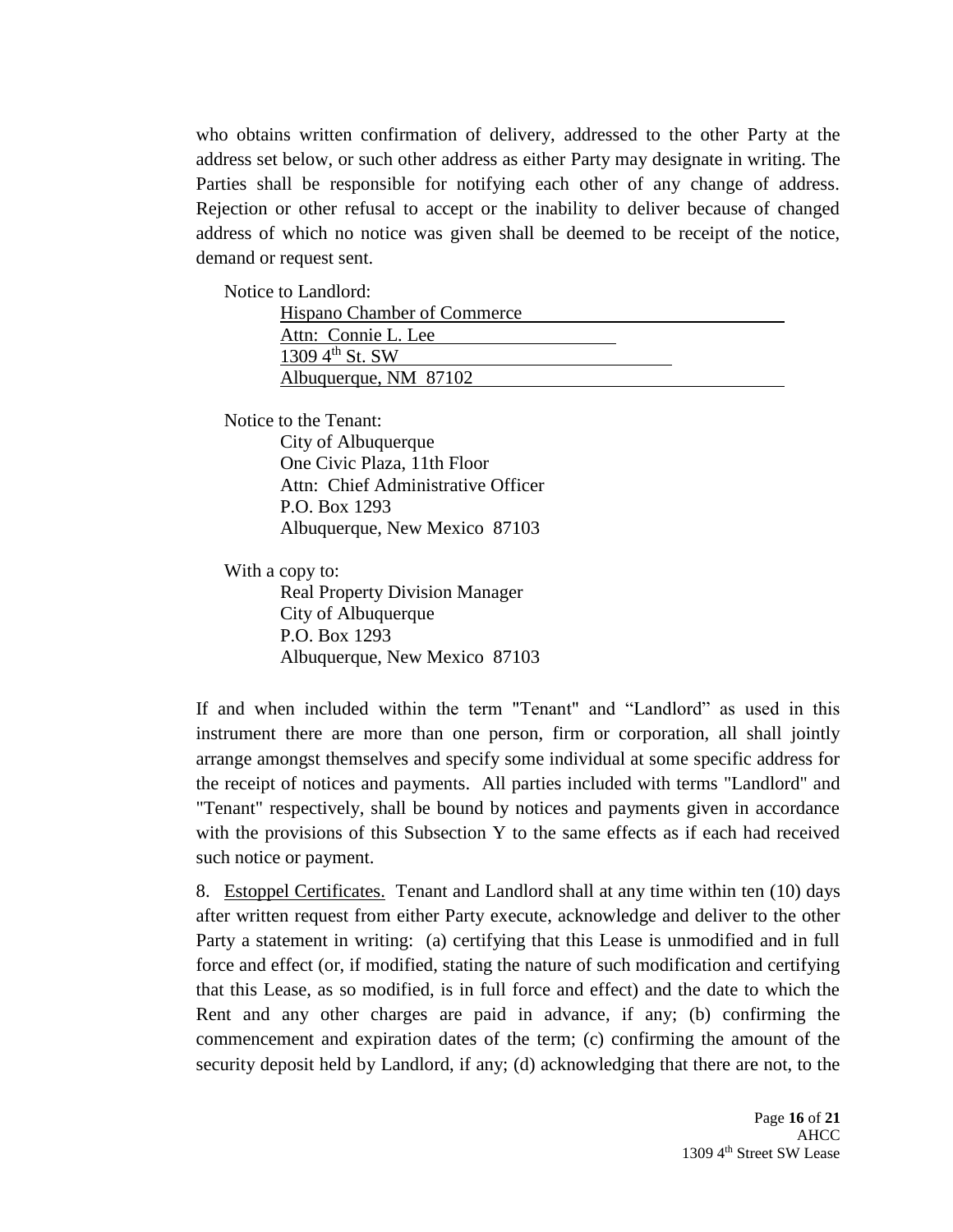who obtains written confirmation of delivery, addressed to the other Party at the address set below, or such other address as either Party may designate in writing. The Parties shall be responsible for notifying each other of any change of address. Rejection or other refusal to accept or the inability to deliver because of changed address of which no notice was given shall be deemed to be receipt of the notice, demand or request sent.

Notice to Landlord:

Hispano Chamber of Commerce
Attn: Connie L. Lee
1309 4th St. SW
Albuquerque, NM 87102

Notice to the Tenant:

City of Albuquerque
One Civic Plaza, 11th Floor
Attn: Chief Administrative Officer
P.O. Box 1293
Albuquerque, New Mexico 87103

With a copy to:

Real Property Division Manager
City of Albuquerque
P.O. Box 1293
Albuquerque, New Mexico 87103

If and when included within the term "Tenant" and "Landlord" as used in this instrument there are more than one person, firm or corporation, all shall jointly arrange amongst themselves and specify some individual at some specific address for the receipt of notices and payments. All parties included with terms "Landlord" and "Tenant" respectively, shall be bound by notices and payments given in accordance with the provisions of this Subsection Y to the same effects as if each had received such notice or payment.

8. Estoppel Certificates. Tenant and Landlord shall at any time within ten (10) days after written request from either Party execute, acknowledge and deliver to the other Party a statement in writing: (a) certifying that this Lease is unmodified and in full force and effect (or, if modified, stating the nature of such modification and certifying that this Lease, as so modified, is in full force and effect) and the date to which the Rent and any other charges are paid in advance, if any; (b) confirming the commencement and expiration dates of the term; (c) confirming the amount of the security deposit held by Landlord, if any; (d) acknowledging that there are not, to the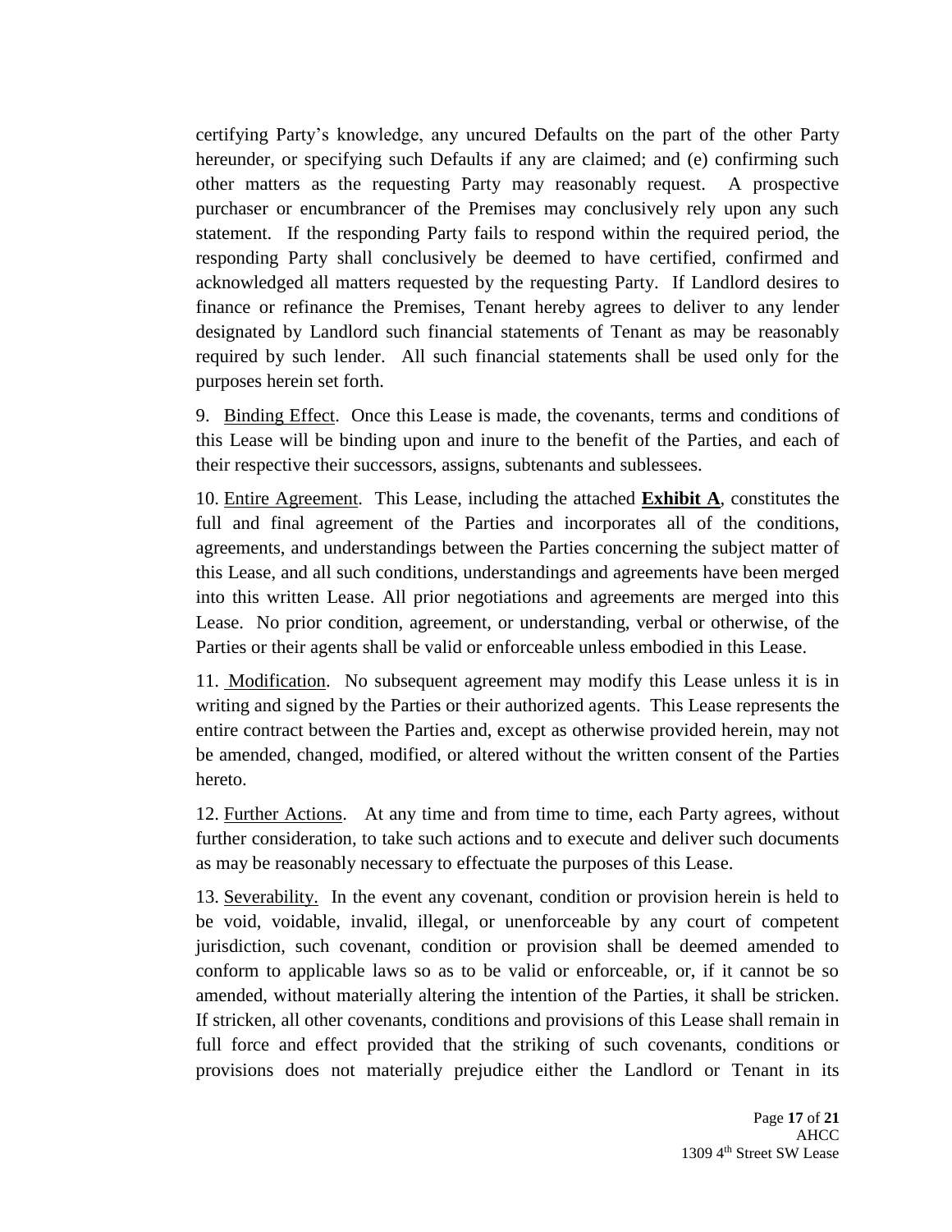certifying Party's knowledge, any uncured Defaults on the part of the other Party hereunder, or specifying such Defaults if any are claimed; and (e) confirming such other matters as the requesting Party may reasonably request. A prospective purchaser or encumbrancer of the Premises may conclusively rely upon any such statement. If the responding Party fails to respond within the required period, the responding Party shall conclusively be deemed to have certified, confirmed and acknowledged all matters requested by the requesting Party. If Landlord desires to finance or refinance the Premises, Tenant hereby agrees to deliver to any lender designated by Landlord such financial statements of Tenant as may be reasonably required by such lender. All such financial statements shall be used only for the purposes herein set forth.

9. Binding Effect. Once this Lease is made, the covenants, terms and conditions of this Lease will be binding upon and inure to the benefit of the Parties, and each of their respective their successors, assigns, subtenants and sublessees.

10. Entire Agreement. This Lease, including the attached **Exhibit A**, constitutes the full and final agreement of the Parties and incorporates all of the conditions, agreements, and understandings between the Parties concerning the subject matter of this Lease, and all such conditions, understandings and agreements have been merged into this written Lease. All prior negotiations and agreements are merged into this Lease. No prior condition, agreement, or understanding, verbal or otherwise, of the Parties or their agents shall be valid or enforceable unless embodied in this Lease.

11. Modification. No subsequent agreement may modify this Lease unless it is in writing and signed by the Parties or their authorized agents. This Lease represents the entire contract between the Parties and, except as otherwise provided herein, may not be amended, changed, modified, or altered without the written consent of the Parties hereto.

12. Further Actions. At any time and from time to time, each Party agrees, without further consideration, to take such actions and to execute and deliver such documents as may be reasonably necessary to effectuate the purposes of this Lease.

13. Severability. In the event any covenant, condition or provision herein is held to be void, voidable, invalid, illegal, or unenforceable by any court of competent jurisdiction, such covenant, condition or provision shall be deemed amended to conform to applicable laws so as to be valid or enforceable, or, if it cannot be so amended, without materially altering the intention of the Parties, it shall be stricken. If stricken, all other covenants, conditions and provisions of this Lease shall remain in full force and effect provided that the striking of such covenants, conditions or provisions does not materially prejudice either the Landlord or Tenant in its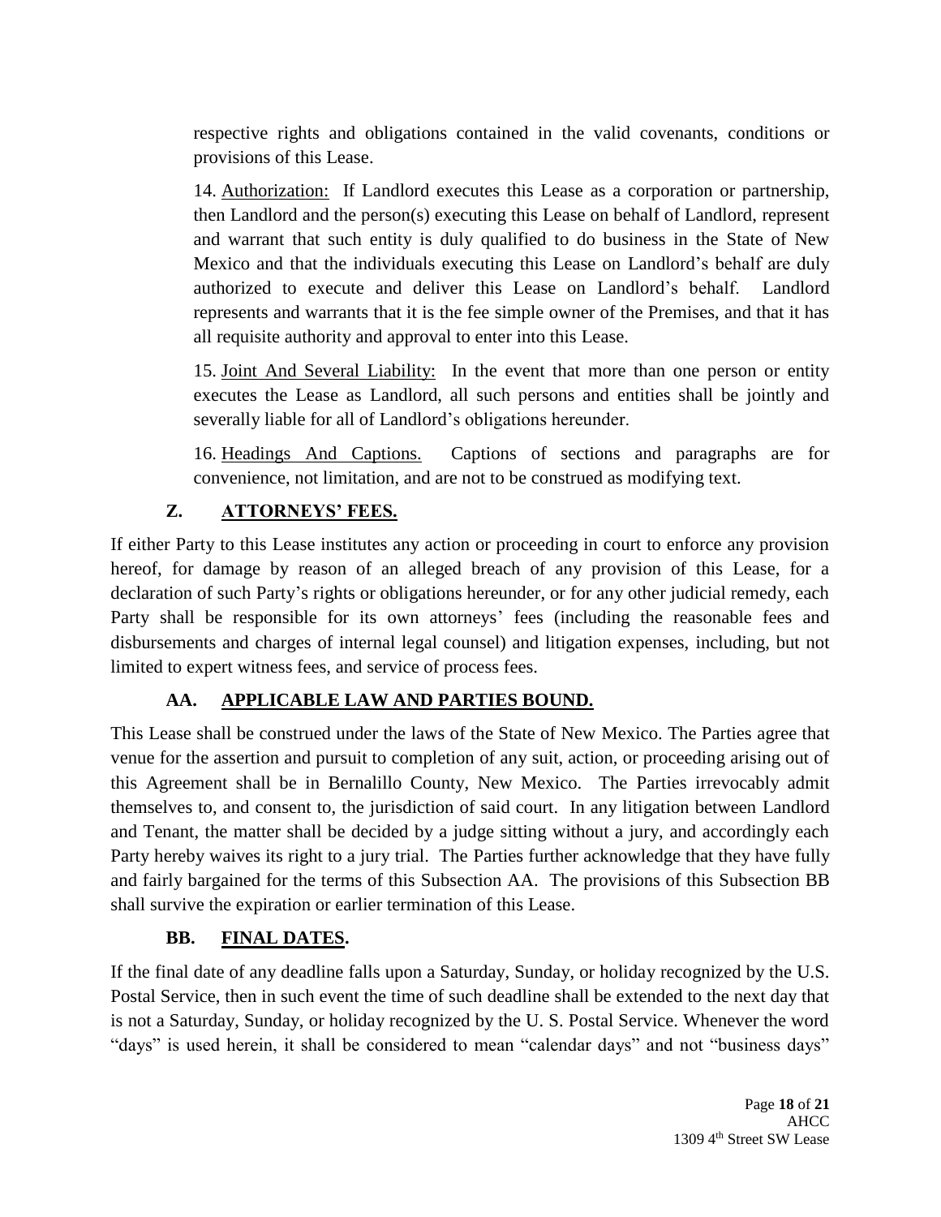respective rights and obligations contained in the valid covenants, conditions or provisions of this Lease.

14. Authorization: If Landlord executes this Lease as a corporation or partnership, then Landlord and the person(s) executing this Lease on behalf of Landlord, represent and warrant that such entity is duly qualified to do business in the State of New Mexico and that the individuals executing this Lease on Landlord's behalf are duly authorized to execute and deliver this Lease on Landlord's behalf. Landlord represents and warrants that it is the fee simple owner of the Premises, and that it has all requisite authority and approval to enter into this Lease.

15. Joint And Several Liability: In the event that more than one person or entity executes the Lease as Landlord, all such persons and entities shall be jointly and severally liable for all of Landlord's obligations hereunder.

16. Headings And Captions. Captions of sections and paragraphs are for convenience, not limitation, and are not to be construed as modifying text.

## Z. ATTORNEYS' FEES.

If either Party to this Lease institutes any action or proceeding in court to enforce any provision hereof, for damage by reason of an alleged breach of any provision of this Lease, for a declaration of such Party's rights or obligations hereunder, or for any other judicial remedy, each Party shall be responsible for its own attorneys' fees (including the reasonable fees and disbursements and charges of internal legal counsel) and litigation expenses, including, but not limited to expert witness fees, and service of process fees.

## AA. APPLICABLE LAW AND PARTIES BOUND.

This Lease shall be construed under the laws of the State of New Mexico. The Parties agree that venue for the assertion and pursuit to completion of any suit, action, or proceeding arising out of this Agreement shall be in Bernalillo County, New Mexico. The Parties irrevocably admit themselves to, and consent to, the jurisdiction of said court. In any litigation between Landlord and Tenant, the matter shall be decided by a judge sitting without a jury, and accordingly each Party hereby waives its right to a jury trial. The Parties further acknowledge that they have fully and fairly bargained for the terms of this Subsection AA. The provisions of this Subsection BB shall survive the expiration or earlier termination of this Lease.

## BB. FINAL DATES.

If the final date of any deadline falls upon a Saturday, Sunday, or holiday recognized by the U.S. Postal Service, then in such event the time of such deadline shall be extended to the next day that is not a Saturday, Sunday, or holiday recognized by the U. S. Postal Service. Whenever the word "days" is used herein, it shall be considered to mean "calendar days" and not "business days"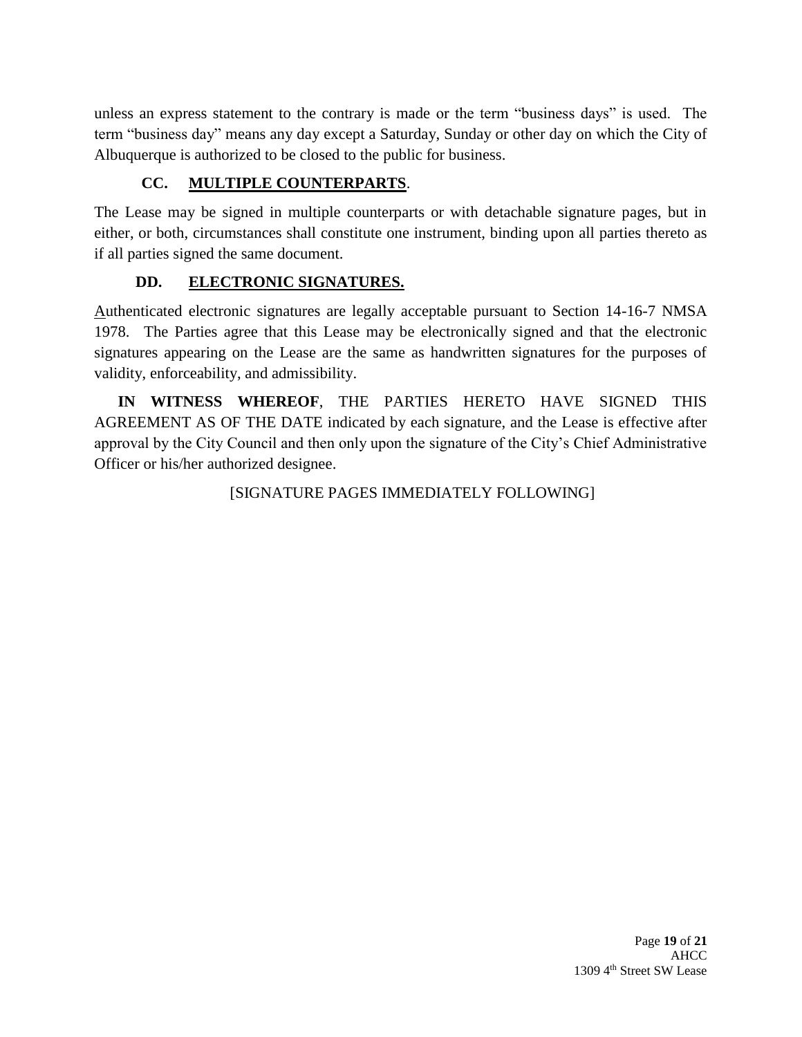unless an express statement to the contrary is made or the term "business days" is used. The term "business day" means any day except a Saturday, Sunday or other day on which the City of Albuquerque is authorized to be closed to the public for business.

### CC. MULTIPLE COUNTERPARTS.

The Lease may be signed in multiple counterparts or with detachable signature pages, but in either, or both, circumstances shall constitute one instrument, binding upon all parties thereto as if all parties signed the same document.

### DD. ELECTRONIC SIGNATURES.

Authenticated electronic signatures are legally acceptable pursuant to Section 14-16-7 NMSA 1978. The Parties agree that this Lease may be electronically signed and that the electronic signatures appearing on the Lease are the same as handwritten signatures for the purposes of validity, enforceability, and admissibility.

**IN WITNESS WHEREOF**, THE PARTIES HERETO HAVE SIGNED THIS AGREEMENT AS OF THE DATE indicated by each signature, and the Lease is effective after approval by the City Council and then only upon the signature of the City's Chief Administrative Officer or his/her authorized designee.

[SIGNATURE PAGES IMMEDIATELY FOLLOWING]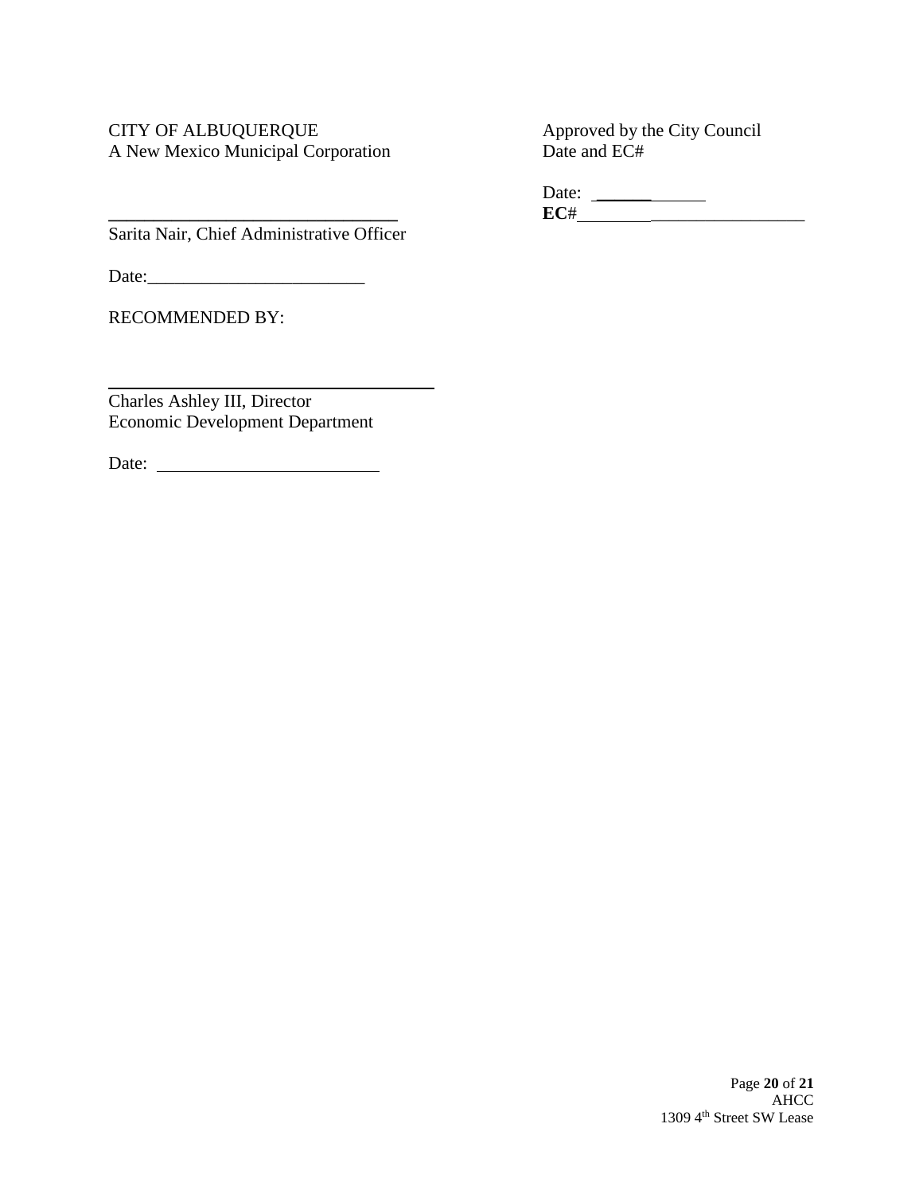CITY OF ALBUQUERQUE
A New Mexico Municipal Corporation

________________________________
Sarita Nair, Chief Administrative Officer

Date:________________________

RECOMMENDED BY:

________________________________
Charles Ashley III, Director
Economic Development Department

Date: ________________________

Approved by the City Council
Date and EC#

Date: ____________
**EC**#__________________________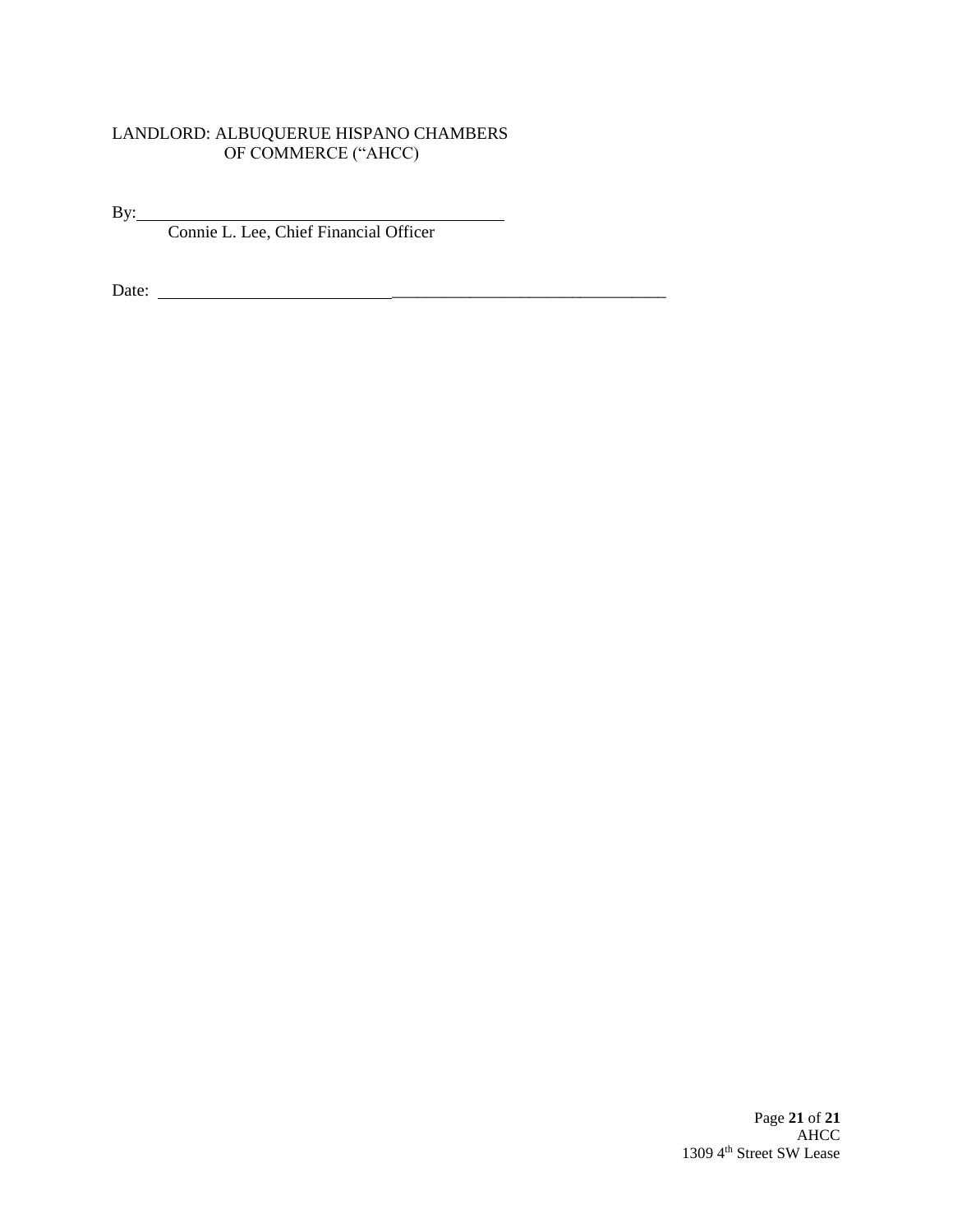LANDLORD: ALBUQUERUE HISPANO CHAMBERS
OF COMMERCE (“AHCC)

By:_____________________________________________
Connie L. Lee, Chief Financial Officer

Date: _____________________________________________________________